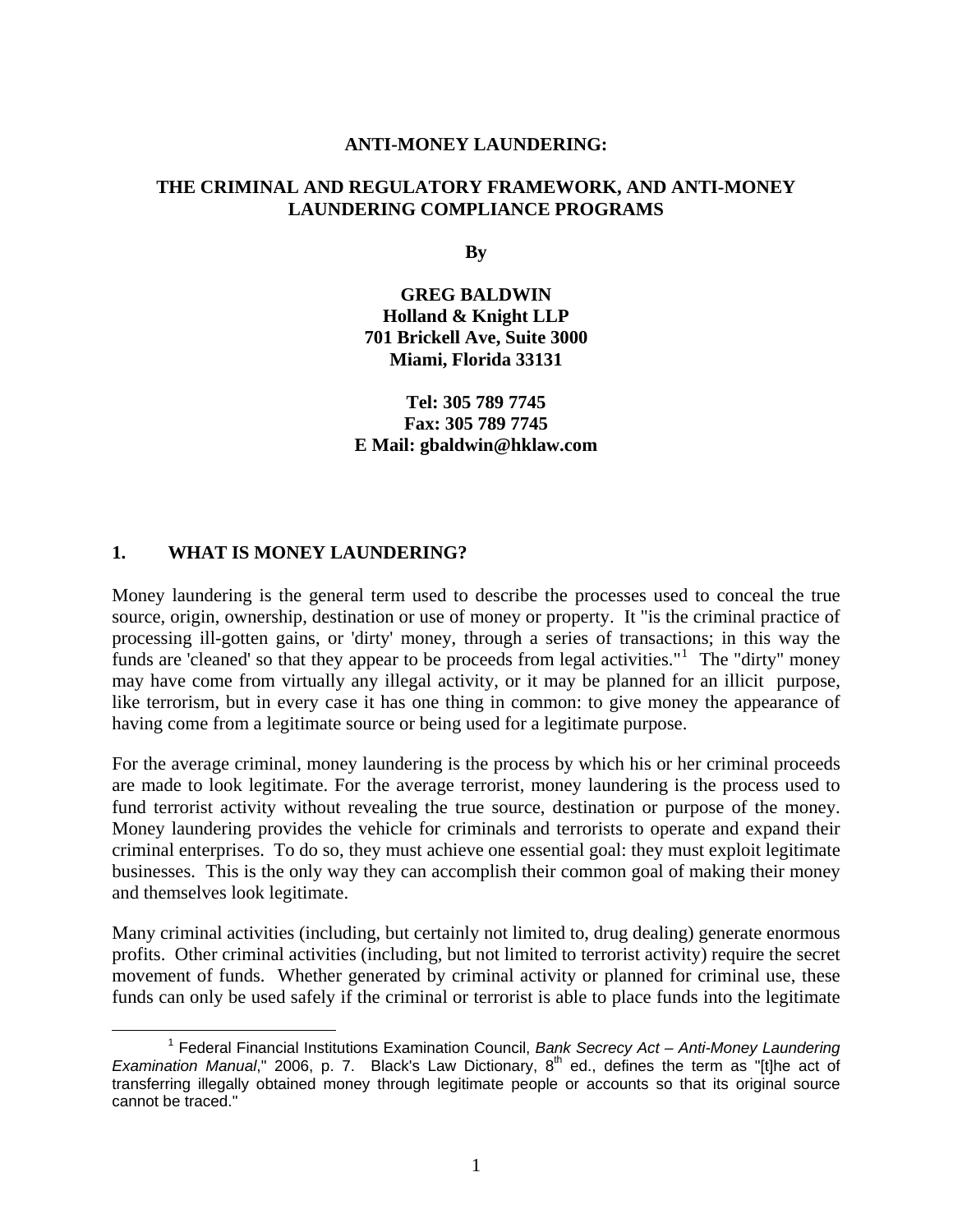**ANTI-MONEY LAUNDERING:**

**THE CRIMINAL AND REGULATORY FRAMEWORK, AND ANTI-MONEY LAUNDERING COMPLIANCE PROGRAMS**

**By**

**GREG BALDWIN**
**Holland & Knight LLP**
**701 Brickell Ave, Suite 3000**
**Miami, Florida 33131**

**Tel: 305 789 7745**
**Fax: 305 789 7745**
**E Mail: gbaldwin@hklaw.com**

## 1. WHAT IS MONEY LAUNDERING?

Money laundering is the general term used to describe the processes used to conceal the true source, origin, ownership, destination or use of money or property. It "is the criminal practice of processing ill-gotten gains, or 'dirty' money, through a series of transactions; in this way the funds are 'cleaned' so that they appear to be proceeds from legal activities."[1] The "dirty" money may have come from virtually any illegal activity, or it may be planned for an illicit purpose, like terrorism, but in every case it has one thing in common: to give money the appearance of having come from a legitimate source or being used for a legitimate purpose.

For the average criminal, money laundering is the process by which his or her criminal proceeds are made to look legitimate. For the average terrorist, money laundering is the process used to fund terrorist activity without revealing the true source, destination or purpose of the money. Money laundering provides the vehicle for criminals and terrorists to operate and expand their criminal enterprises. To do so, they must achieve one essential goal: they must exploit legitimate businesses. This is the only way they can accomplish their common goal of making their money and themselves look legitimate.

Many criminal activities (including, but certainly not limited to, drug dealing) generate enormous profits. Other criminal activities (including, but not limited to terrorist activity) require the secret movement of funds. Whether generated by criminal activity or planned for criminal use, these funds can only be used safely if the criminal or terrorist is able to place funds into the legitimate

[1] Federal Financial Institutions Examination Council, *Bank Secrecy Act – Anti-Money Laundering Examination Manual*," 2006, p. 7. Black's Law Dictionary, 8th ed., defines the term as "[t]he act of transferring illegally obtained money through legitimate people or accounts so that its original source cannot be traced."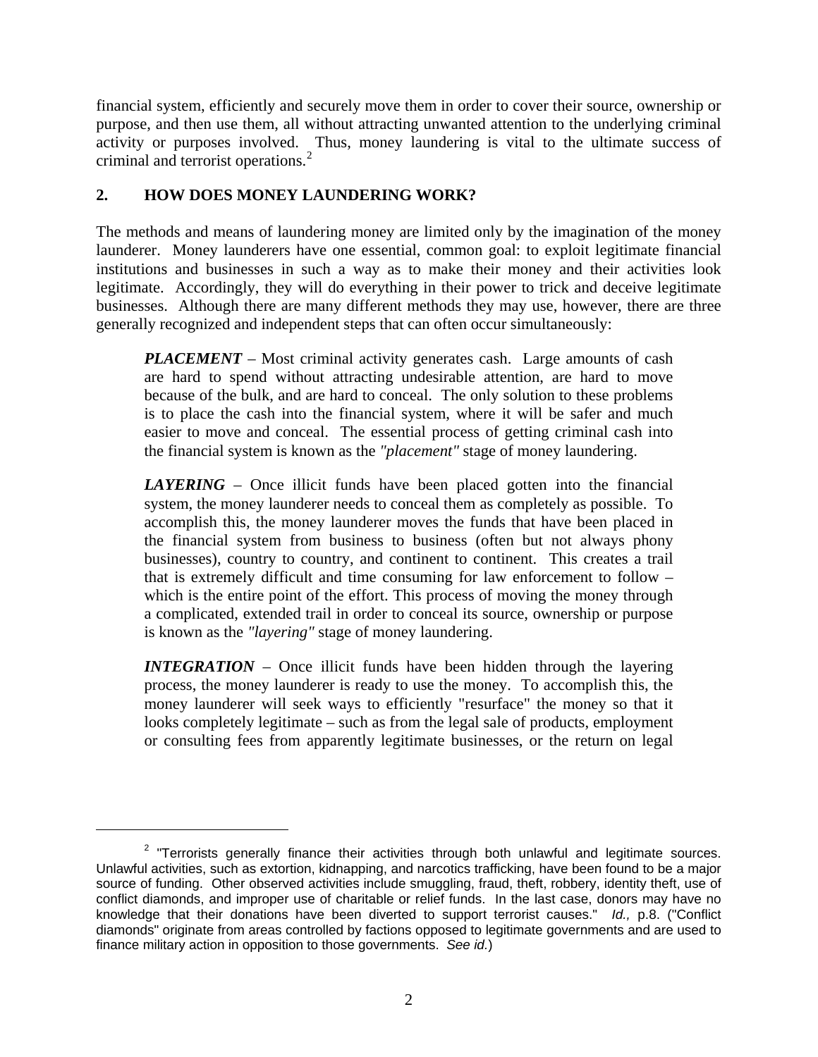financial system, efficiently and securely move them in order to cover their source, ownership or purpose, and then use them, all without attracting unwanted attention to the underlying criminal activity or purposes involved. Thus, money laundering is vital to the ultimate success of criminal and terrorist operations.[2]

## 2. HOW DOES MONEY LAUNDERING WORK?

The methods and means of laundering money are limited only by the imagination of the money launderer. Money launderers have one essential, common goal: to exploit legitimate financial institutions and businesses in such a way as to make their money and their activities look legitimate. Accordingly, they will do everything in their power to trick and deceive legitimate businesses. Although there are many different methods they may use, however, there are three generally recognized and independent steps that can often occur simultaneously:

> ***PLACEMENT*** – Most criminal activity generates cash. Large amounts of cash are hard to spend without attracting undesirable attention, are hard to move because of the bulk, and are hard to conceal. The only solution to these problems is to place the cash into the financial system, where it will be safer and much easier to move and conceal. The essential process of getting criminal cash into the financial system is known as the *"placement"* stage of money laundering.
>
> ***LAYERING*** – Once illicit funds have been placed gotten into the financial system, the money launderer needs to conceal them as completely as possible. To accomplish this, the money launderer moves the funds that have been placed in the financial system from business to business (often but not always phony businesses), country to country, and continent to continent. This creates a trail that is extremely difficult and time consuming for law enforcement to follow – which is the entire point of the effort. This process of moving the money through a complicated, extended trail in order to conceal its source, ownership or purpose is known as the *"layering"* stage of money laundering.
>
> ***INTEGRATION*** – Once illicit funds have been hidden through the layering process, the money launderer is ready to use the money. To accomplish this, the money launderer will seek ways to efficiently "resurface" the money so that it looks completely legitimate – such as from the legal sale of products, employment or consulting fees from apparently legitimate businesses, or the return on legal

---

[2] "Terrorists generally finance their activities through both unlawful and legitimate sources. Unlawful activities, such as extortion, kidnapping, and narcotics trafficking, have been found to be a major source of funding. Other observed activities include smuggling, fraud, theft, robbery, identity theft, use of conflict diamonds, and improper use of charitable or relief funds. In the last case, donors may have no knowledge that their donations have been diverted to support terrorist causes." *Id.,* p.8. ("Conflict diamonds" originate from areas controlled by factions opposed to legitimate governments and are used to finance military action in opposition to those governments. *See id.*)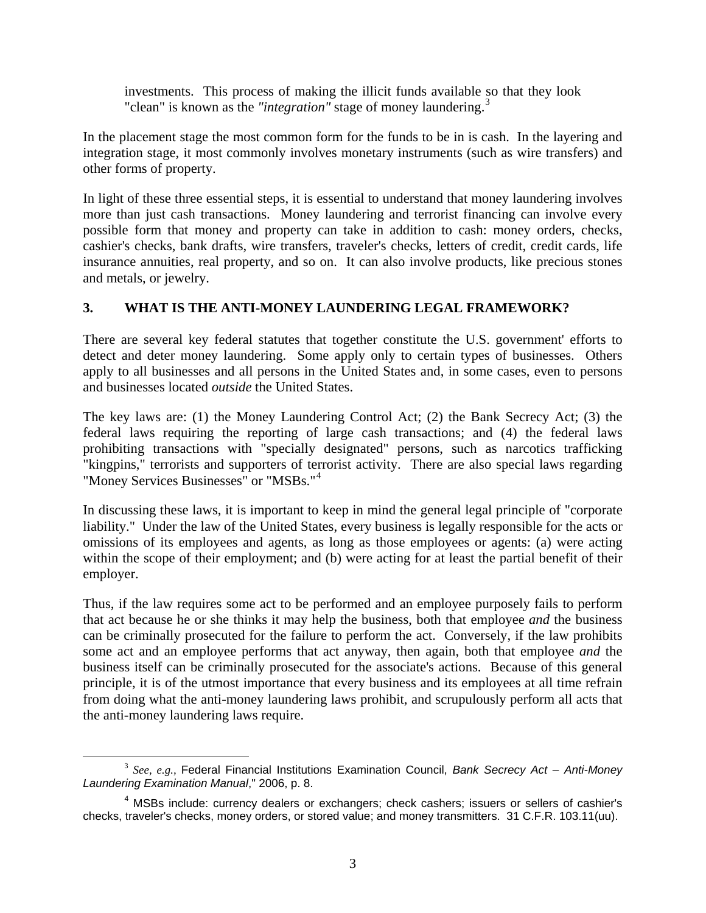investments. This process of making the illicit funds available so that they look "clean" is known as the *"integration"* stage of money laundering.[3]

In the placement stage the most common form for the funds to be in is cash. In the layering and integration stage, it most commonly involves monetary instruments (such as wire transfers) and other forms of property.

In light of these three essential steps, it is essential to understand that money laundering involves more than just cash transactions. Money laundering and terrorist financing can involve every possible form that money and property can take in addition to cash: money orders, checks, cashier's checks, bank drafts, wire transfers, traveler's checks, letters of credit, credit cards, life insurance annuities, real property, and so on. It can also involve products, like precious stones and metals, or jewelry.

## 3. WHAT IS THE ANTI-MONEY LAUNDERING LEGAL FRAMEWORK?

There are several key federal statutes that together constitute the U.S. government' efforts to detect and deter money laundering. Some apply only to certain types of businesses. Others apply to all businesses and all persons in the United States and, in some cases, even to persons and businesses located *outside* the United States.

The key laws are: (1) the Money Laundering Control Act; (2) the Bank Secrecy Act; (3) the federal laws requiring the reporting of large cash transactions; and (4) the federal laws prohibiting transactions with "specially designated" persons, such as narcotics trafficking "kingpins," terrorists and supporters of terrorist activity. There are also special laws regarding "Money Services Businesses" or "MSBs."[4]

In discussing these laws, it is important to keep in mind the general legal principle of "corporate liability." Under the law of the United States, every business is legally responsible for the acts or omissions of its employees and agents, as long as those employees or agents: (a) were acting within the scope of their employment; and (b) were acting for at least the partial benefit of their employer.

Thus, if the law requires some act to be performed and an employee purposely fails to perform that act because he or she thinks it may help the business, both that employee *and* the business can be criminally prosecuted for the failure to perform the act. Conversely, if the law prohibits some act and an employee performs that act anyway, then again, both that employee *and* the business itself can be criminally prosecuted for the associate's actions. Because of this general principle, it is of the utmost importance that every business and its employees at all time refrain from doing what the anti-money laundering laws prohibit, and scrupulously perform all acts that the anti-money laundering laws require.

---

[3] *See, e.g.,* Federal Financial Institutions Examination Council, *Bank Secrecy Act – Anti-Money Laundering Examination Manual*," 2006, p. 8.

[4] MSBs include: currency dealers or exchangers; check cashers; issuers or sellers of cashier's checks, traveler's checks, money orders, or stored value; and money transmitters. 31 C.F.R. 103.11(uu).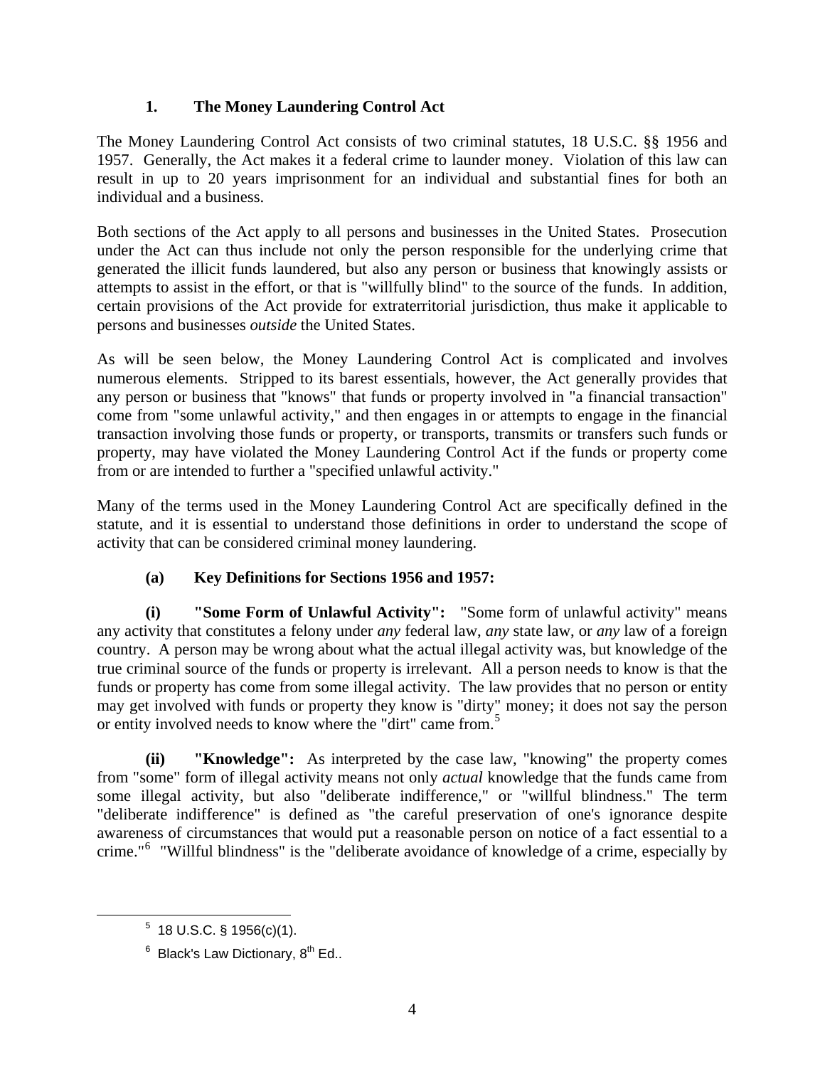### 1. The Money Laundering Control Act

The Money Laundering Control Act consists of two criminal statutes, 18 U.S.C. §§ 1956 and 1957. Generally, the Act makes it a federal crime to launder money. Violation of this law can result in up to 20 years imprisonment for an individual and substantial fines for both an individual and a business.

Both sections of the Act apply to all persons and businesses in the United States. Prosecution under the Act can thus include not only the person responsible for the underlying crime that generated the illicit funds laundered, but also any person or business that knowingly assists or attempts to assist in the effort, or that is "willfully blind" to the source of the funds. In addition, certain provisions of the Act provide for extraterritorial jurisdiction, thus make it applicable to persons and businesses *outside* the United States.

As will be seen below, the Money Laundering Control Act is complicated and involves numerous elements. Stripped to its barest essentials, however, the Act generally provides that any person or business that "knows" that funds or property involved in "a financial transaction" come from "some unlawful activity," and then engages in or attempts to engage in the financial transaction involving those funds or property, or transports, transmits or transfers such funds or property, may have violated the Money Laundering Control Act if the funds or property come from or are intended to further a "specified unlawful activity."

Many of the terms used in the Money Laundering Control Act are specifically defined in the statute, and it is essential to understand those definitions in order to understand the scope of activity that can be considered criminal money laundering.

#### (a) Key Definitions for Sections 1956 and 1957:

**(i) "Some Form of Unlawful Activity":** "Some form of unlawful activity" means any activity that constitutes a felony under *any* federal law, *any* state law, or *any* law of a foreign country. A person may be wrong about what the actual illegal activity was, but knowledge of the true criminal source of the funds or property is irrelevant. All a person needs to know is that the funds or property has come from some illegal activity. The law provides that no person or entity may get involved with funds or property they know is "dirty" money; it does not say the person or entity involved needs to know where the "dirt" came from.[5]

**(ii) "Knowledge":** As interpreted by the case law, "knowing" the property comes from "some" form of illegal activity means not only *actual* knowledge that the funds came from some illegal activity, but also "deliberate indifference," or "willful blindness." The term "deliberate indifference" is defined as "the careful preservation of one's ignorance despite awareness of circumstances that would put a reasonable person on notice of a fact essential to a crime."[6] "Willful blindness" is the "deliberate avoidance of knowledge of a crime, especially by

---

[5] 18 U.S.C. § 1956(c)(1).

[6] Black's Law Dictionary, 8th Ed..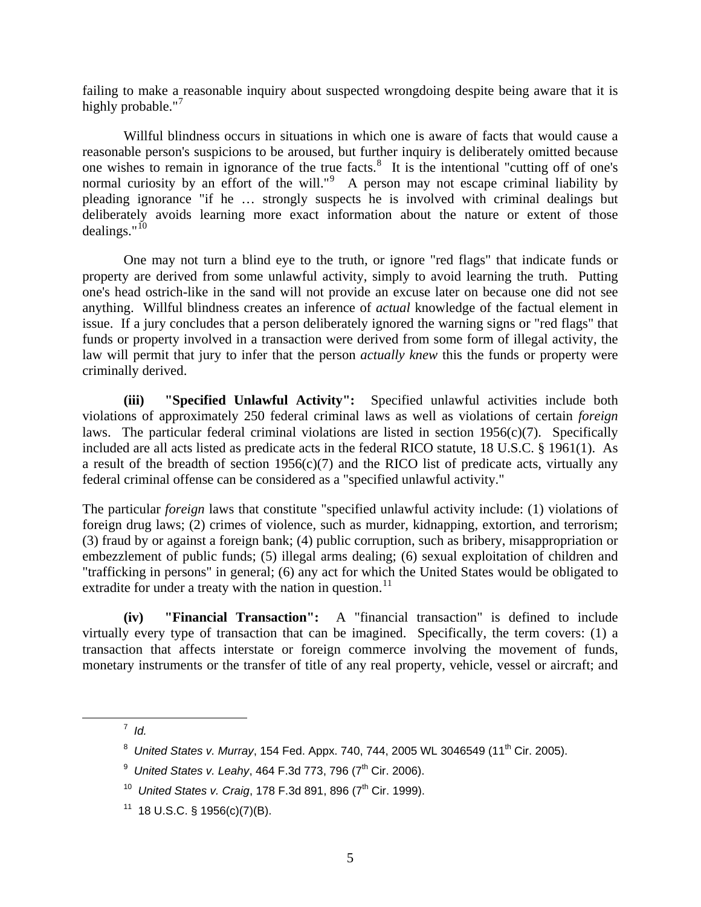failing to make a reasonable inquiry about suspected wrongdoing despite being aware that it is highly probable."[7]

Willful blindness occurs in situations in which one is aware of facts that would cause a reasonable person's suspicions to be aroused, but further inquiry is deliberately omitted because one wishes to remain in ignorance of the true facts.[8] It is the intentional "cutting off of one's normal curiosity by an effort of the will."[9] A person may not escape criminal liability by pleading ignorance "if he … strongly suspects he is involved with criminal dealings but deliberately avoids learning more exact information about the nature or extent of those dealings."[10]

One may not turn a blind eye to the truth, or ignore "red flags" that indicate funds or property are derived from some unlawful activity, simply to avoid learning the truth. Putting one's head ostrich-like in the sand will not provide an excuse later on because one did not see anything. Willful blindness creates an inference of *actual* knowledge of the factual element in issue. If a jury concludes that a person deliberately ignored the warning signs or "red flags" that funds or property involved in a transaction were derived from some form of illegal activity, the law will permit that jury to infer that the person *actually knew* this the funds or property were criminally derived.

**(iii) "Specified Unlawful Activity":** Specified unlawful activities include both violations of approximately 250 federal criminal laws as well as violations of certain *foreign* laws. The particular federal criminal violations are listed in section 1956(c)(7). Specifically included are all acts listed as predicate acts in the federal RICO statute, 18 U.S.C. § 1961(1). As a result of the breadth of section 1956(c)(7) and the RICO list of predicate acts, virtually any federal criminal offense can be considered as a "specified unlawful activity."

The particular *foreign* laws that constitute "specified unlawful activity include: (1) violations of foreign drug laws; (2) crimes of violence, such as murder, kidnapping, extortion, and terrorism; (3) fraud by or against a foreign bank; (4) public corruption, such as bribery, misappropriation or embezzlement of public funds; (5) illegal arms dealing; (6) sexual exploitation of children and "trafficking in persons" in general; (6) any act for which the United States would be obligated to extradite for under a treaty with the nation in question.[11]

**(iv) "Financial Transaction":** A "financial transaction" is defined to include virtually every type of transaction that can be imagined. Specifically, the term covers: (1) a transaction that affects interstate or foreign commerce involving the movement of funds, monetary instruments or the transfer of title of any real property, vehicle, vessel or aircraft; and

---

[7] *Id.*

[8] *United States v. Murray*, 154 Fed. Appx. 740, 744, 2005 WL 3046549 (11th Cir. 2005).

[9] *United States v. Leahy*, 464 F.3d 773, 796 (7th Cir. 2006).

[10] *United States v. Craig*, 178 F.3d 891, 896 (7th Cir. 1999).

[11] 18 U.S.C. § 1956(c)(7)(B).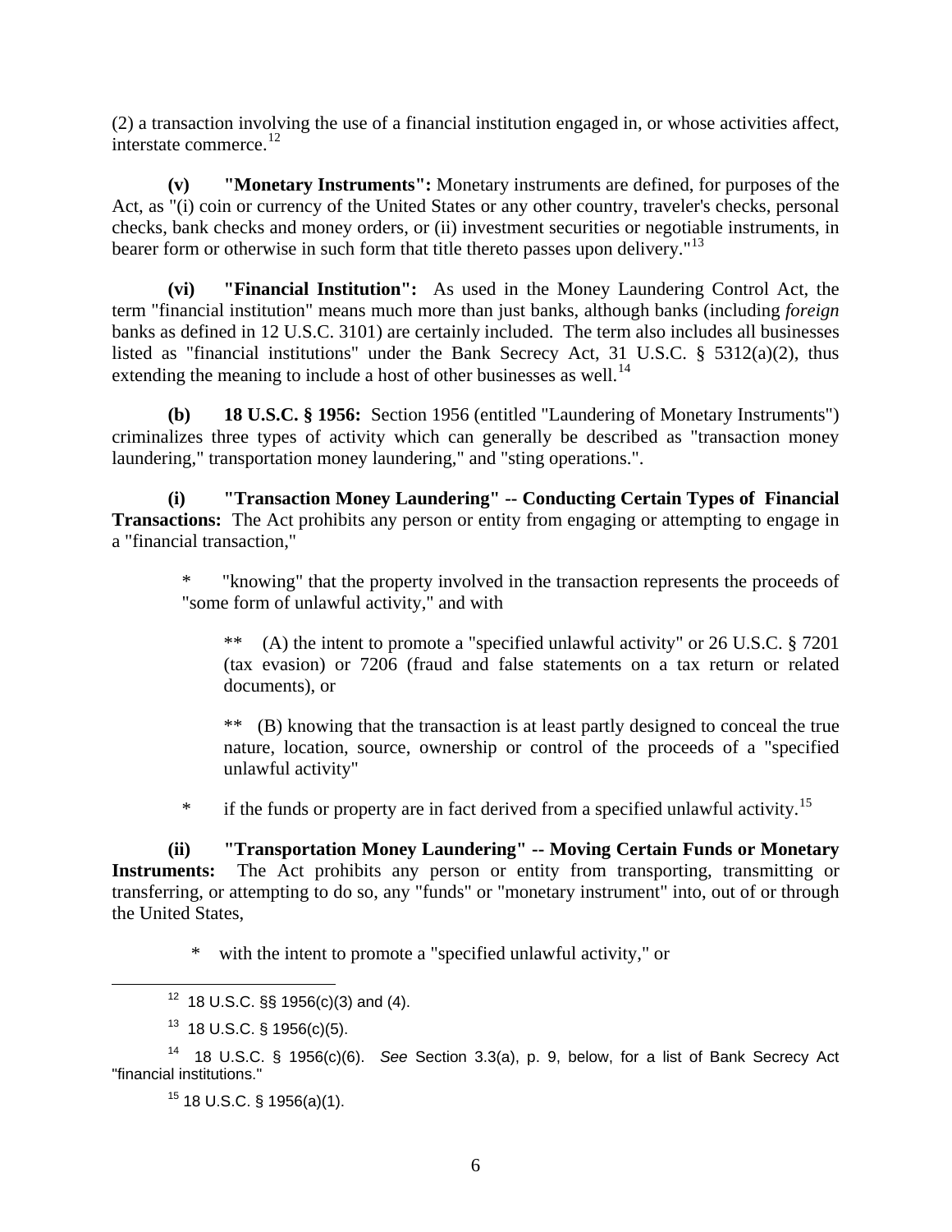(2) a transaction involving the use of a financial institution engaged in, or whose activities affect, interstate commerce.[12]

**(v) "Monetary Instruments":** Monetary instruments are defined, for purposes of the Act, as "(i) coin or currency of the United States or any other country, traveler's checks, personal checks, bank checks and money orders, or (ii) investment securities or negotiable instruments, in bearer form or otherwise in such form that title thereto passes upon delivery."[13]

**(vi) "Financial Institution":** As used in the Money Laundering Control Act, the term "financial institution" means much more than just banks, although banks (including *foreign* banks as defined in 12 U.S.C. 3101) are certainly included. The term also includes all businesses listed as "financial institutions" under the Bank Secrecy Act, 31 U.S.C. § 5312(a)(2), thus extending the meaning to include a host of other businesses as well.[14]

**(b) 18 U.S.C. § 1956:** Section 1956 (entitled "Laundering of Monetary Instruments") criminalizes three types of activity which can generally be described as "transaction money laundering," transportation money laundering," and "sting operations.".

**(i) "Transaction Money Laundering" -- Conducting Certain Types of Financial Transactions:** The Act prohibits any person or entity from engaging or attempting to engage in a "financial transaction,"

> * "knowing" that the property involved in the transaction represents the proceeds of "some form of unlawful activity," and with
>
> > ** (A) the intent to promote a "specified unlawful activity" or 26 U.S.C. § 7201 (tax evasion) or 7206 (fraud and false statements on a tax return or related documents), or
> >
> > ** (B) knowing that the transaction is at least partly designed to conceal the true nature, location, source, ownership or control of the proceeds of a "specified unlawful activity"
>
> * if the funds or property are in fact derived from a specified unlawful activity.[15]

**(ii) "Transportation Money Laundering" -- Moving Certain Funds or Monetary Instruments:** The Act prohibits any person or entity from transporting, transmitting or transferring, or attempting to do so, any "funds" or "monetary instrument" into, out of or through the United States,

> * with the intent to promote a "specified unlawful activity," or

---

[12] 18 U.S.C. §§ 1956(c)(3) and (4).

[13] 18 U.S.C. § 1956(c)(5).

[14] 18 U.S.C. § 1956(c)(6). *See* Section 3.3(a), p. 9, below, for a list of Bank Secrecy Act "financial institutions."

[15] 18 U.S.C. § 1956(a)(1).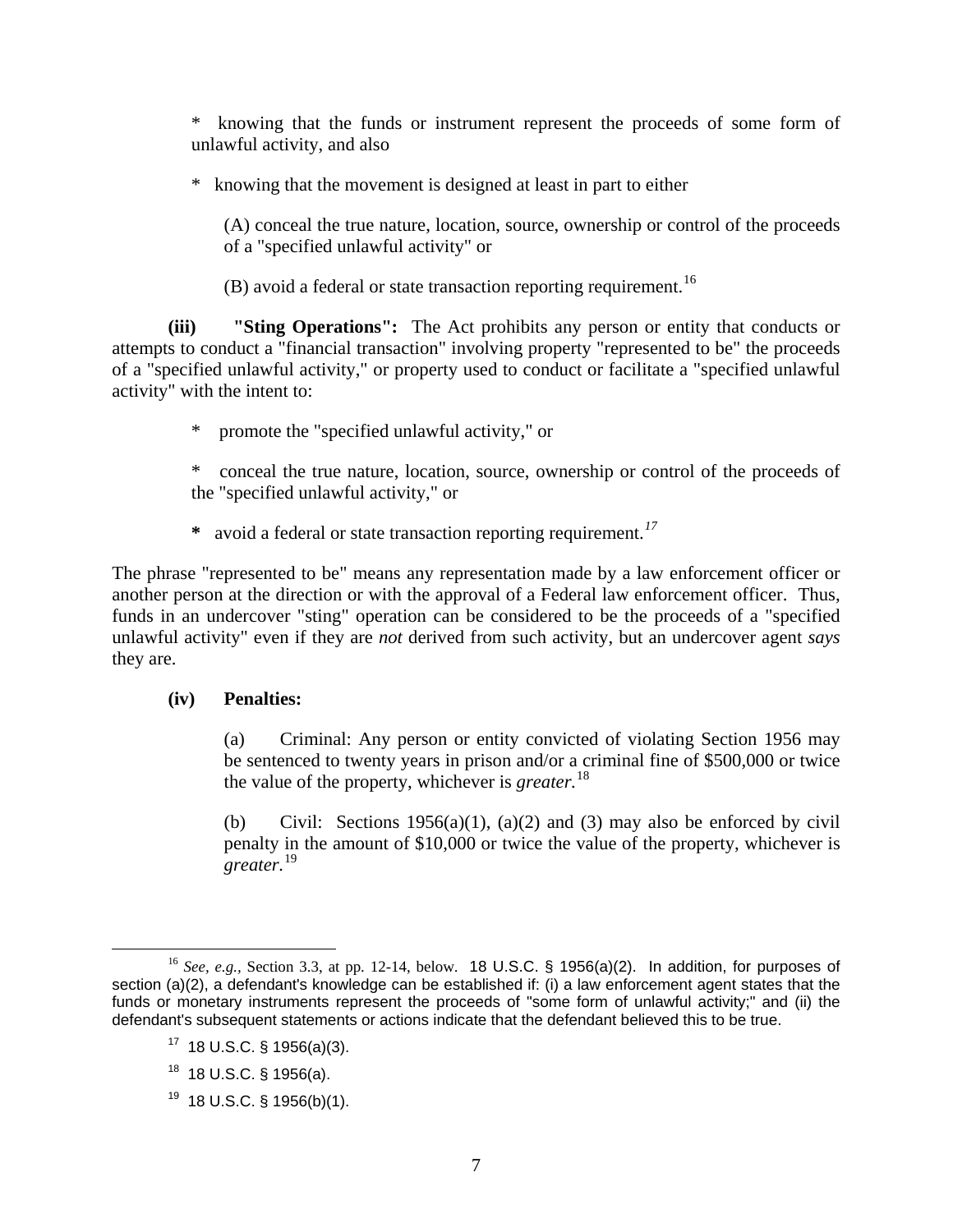* knowing that the funds or instrument represent the proceeds of some form of unlawful activity, and also

* knowing that the movement is designed at least in part to either

(A) conceal the true nature, location, source, ownership or control of the proceeds of a "specified unlawful activity" or

(B) avoid a federal or state transaction reporting requirement.[16]

**(iii) "Sting Operations":** The Act prohibits any person or entity that conducts or attempts to conduct a "financial transaction" involving property "represented to be" the proceeds of a "specified unlawful activity," or property used to conduct or facilitate a "specified unlawful activity" with the intent to:

* promote the "specified unlawful activity," or

* conceal the true nature, location, source, ownership or control of the proceeds of the "specified unlawful activity," or

* avoid a federal or state transaction reporting requirement.[17]

The phrase "represented to be" means any representation made by a law enforcement officer or another person at the direction or with the approval of a Federal law enforcement officer. Thus, funds in an undercover "sting" operation can be considered to be the proceeds of a "specified unlawful activity" even if they are *not* derived from such activity, but an undercover agent *says* they are.

**(iv) Penalties:**

(a) Criminal: Any person or entity convicted of violating Section 1956 may be sentenced to twenty years in prison and/or a criminal fine of $500,000 or twice the value of the property, whichever is *greater.*[18]

(b) Civil: Sections 1956(a)(1), (a)(2) and (3) may also be enforced by civil penalty in the amount of $10,000 or twice the value of the property, whichever is *greater.*[19]

---

[16] *See, e.g.,* Section 3.3, at pp. 12-14, below. 18 U.S.C. § 1956(a)(2). In addition, for purposes of section (a)(2), a defendant's knowledge can be established if: (i) a law enforcement agent states that the funds or monetary instruments represent the proceeds of "some form of unlawful activity;" and (ii) the defendant's subsequent statements or actions indicate that the defendant believed this to be true.

[17] 18 U.S.C. § 1956(a)(3).

[18] 18 U.S.C. § 1956(a).

[19] 18 U.S.C. § 1956(b)(1).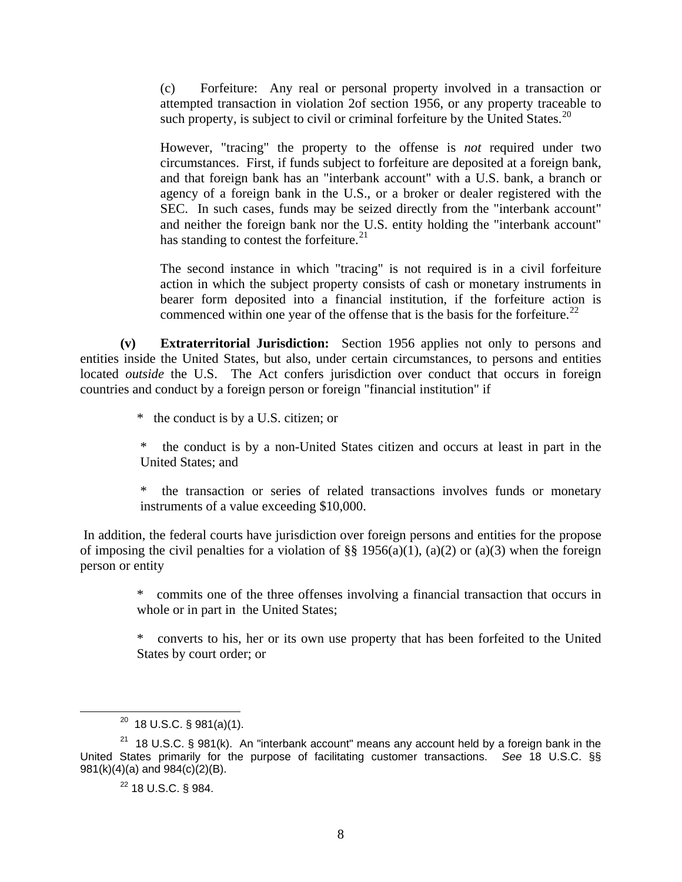(c) Forfeiture: Any real or personal property involved in a transaction or attempted transaction in violation 2of section 1956, or any property traceable to such property, is subject to civil or criminal forfeiture by the United States.[20]

However, "tracing" the property to the offense is *not* required under two circumstances. First, if funds subject to forfeiture are deposited at a foreign bank, and that foreign bank has an "interbank account" with a U.S. bank, a branch or agency of a foreign bank in the U.S., or a broker or dealer registered with the SEC. In such cases, funds may be seized directly from the "interbank account" and neither the foreign bank nor the U.S. entity holding the "interbank account" has standing to contest the forfeiture.[21]

The second instance in which "tracing" is not required is in a civil forfeiture action in which the subject property consists of cash or monetary instruments in bearer form deposited into a financial institution, if the forfeiture action is commenced within one year of the offense that is the basis for the forfeiture.[22]

**(v) Extraterritorial Jurisdiction:** Section 1956 applies not only to persons and entities inside the United States, but also, under certain circumstances, to persons and entities located *outside* the U.S. The Act confers jurisdiction over conduct that occurs in foreign countries and conduct by a foreign person or foreign "financial institution" if

- the conduct is by a U.S. citizen; or
- the conduct is by a non-United States citizen and occurs at least in part in the United States; and
- the transaction or series of related transactions involves funds or monetary instruments of a value exceeding $10,000.

In addition, the federal courts have jurisdiction over foreign persons and entities for the propose of imposing the civil penalties for a violation of §§ 1956(a)(1), (a)(2) or (a)(3) when the foreign person or entity

- commits one of the three offenses involving a financial transaction that occurs in whole or in part in the United States;
- converts to his, her or its own use property that has been forfeited to the United States by court order; or

---

[20] 18 U.S.C. § 981(a)(1).

[21] 18 U.S.C. § 981(k). An "interbank account" means any account held by a foreign bank in the United States primarily for the purpose of facilitating customer transactions. *See* 18 U.S.C. §§ 981(k)(4)(a) and 984(c)(2)(B).

[22] 18 U.S.C. § 984.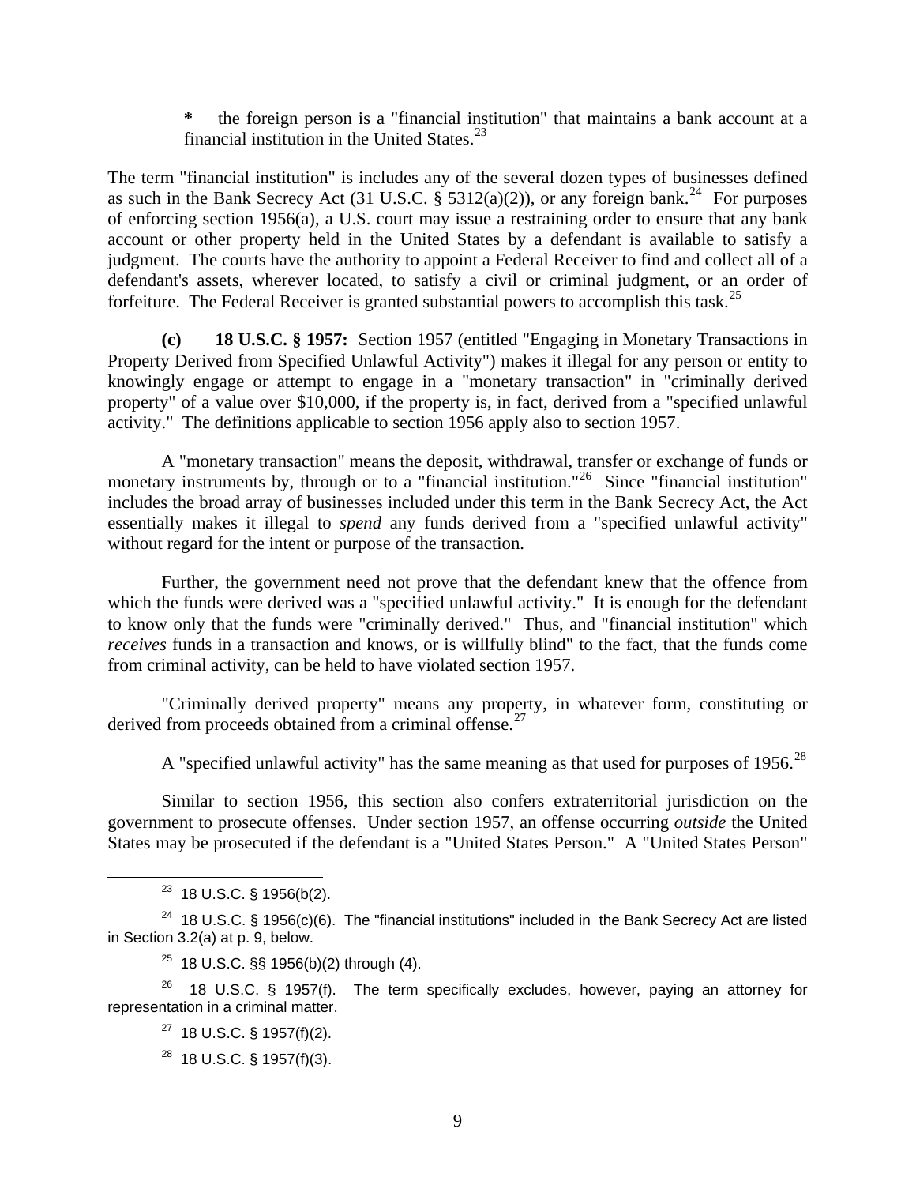* the foreign person is a "financial institution" that maintains a bank account at a financial institution in the United States.[23]

The term "financial institution" is includes any of the several dozen types of businesses defined as such in the Bank Secrecy Act (31 U.S.C. § 5312(a)(2)), or any foreign bank.[24] For purposes of enforcing section 1956(a), a U.S. court may issue a restraining order to ensure that any bank account or other property held in the United States by a defendant is available to satisfy a judgment. The courts have the authority to appoint a Federal Receiver to find and collect all of a defendant's assets, wherever located, to satisfy a civil or criminal judgment, or an order of forfeiture. The Federal Receiver is granted substantial powers to accomplish this task.[25]

**(c) 18 U.S.C. § 1957:** Section 1957 (entitled "Engaging in Monetary Transactions in Property Derived from Specified Unlawful Activity") makes it illegal for any person or entity to knowingly engage or attempt to engage in a "monetary transaction" in "criminally derived property" of a value over $10,000, if the property is, in fact, derived from a "specified unlawful activity." The definitions applicable to section 1956 apply also to section 1957.

A "monetary transaction" means the deposit, withdrawal, transfer or exchange of funds or monetary instruments by, through or to a "financial institution."[26] Since "financial institution" includes the broad array of businesses included under this term in the Bank Secrecy Act, the Act essentially makes it illegal to *spend* any funds derived from a "specified unlawful activity" without regard for the intent or purpose of the transaction.

Further, the government need not prove that the defendant knew that the offence from which the funds were derived was a "specified unlawful activity." It is enough for the defendant to know only that the funds were "criminally derived." Thus, and "financial institution" which *receives* funds in a transaction and knows, or is willfully blind" to the fact, that the funds come from criminal activity, can be held to have violated section 1957.

"Criminally derived property" means any property, in whatever form, constituting or derived from proceeds obtained from a criminal offense.[27]

A "specified unlawful activity" has the same meaning as that used for purposes of 1956.[28]

Similar to section 1956, this section also confers extraterritorial jurisdiction on the government to prosecute offenses. Under section 1957, an offense occurring *outside* the United States may be prosecuted if the defendant is a "United States Person." A "United States Person"

---

[23] 18 U.S.C. § 1956(b(2).

[24] 18 U.S.C. § 1956(c)(6). The "financial institutions" included in the Bank Secrecy Act are listed in Section 3.2(a) at p. 9, below.

[25] 18 U.S.C. §§ 1956(b)(2) through (4).

[26] 18 U.S.C. § 1957(f). The term specifically excludes, however, paying an attorney for representation in a criminal matter.

[27] 18 U.S.C. § 1957(f)(2).

[28] 18 U.S.C. § 1957(f)(3).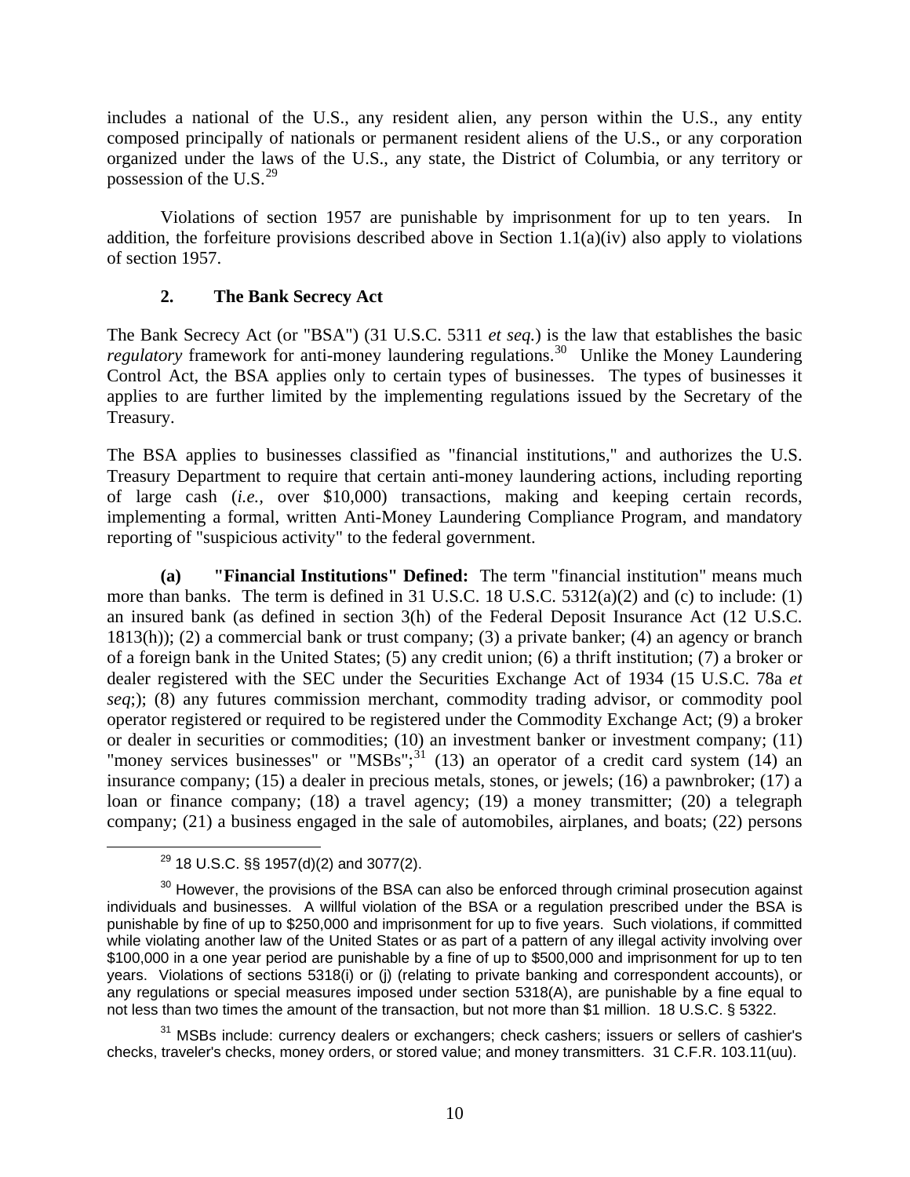includes a national of the U.S., any resident alien, any person within the U.S., any entity composed principally of nationals or permanent resident aliens of the U.S., or any corporation organized under the laws of the U.S., any state, the District of Columbia, or any territory or possession of the U.S.[29]

Violations of section 1957 are punishable by imprisonment for up to ten years. In addition, the forfeiture provisions described above in Section 1.1(a)(iv) also apply to violations of section 1957.

## 2. The Bank Secrecy Act

The Bank Secrecy Act (or "BSA") (31 U.S.C. 5311 *et seq.*) is the law that establishes the basic *regulatory* framework for anti-money laundering regulations.[30] Unlike the Money Laundering Control Act, the BSA applies only to certain types of businesses. The types of businesses it applies to are further limited by the implementing regulations issued by the Secretary of the Treasury.

The BSA applies to businesses classified as "financial institutions," and authorizes the U.S. Treasury Department to require that certain anti-money laundering actions, including reporting of large cash (*i.e.,* over $10,000) transactions, making and keeping certain records, implementing a formal, written Anti-Money Laundering Compliance Program, and mandatory reporting of "suspicious activity" to the federal government.

**(a) "Financial Institutions" Defined:** The term "financial institution" means much more than banks. The term is defined in 31 U.S.C. 18 U.S.C. 5312(a)(2) and (c) to include: (1) an insured bank (as defined in section 3(h) of the Federal Deposit Insurance Act (12 U.S.C. 1813(h)); (2) a commercial bank or trust company; (3) a private banker; (4) an agency or branch of a foreign bank in the United States; (5) any credit union; (6) a thrift institution; (7) a broker or dealer registered with the SEC under the Securities Exchange Act of 1934 (15 U.S.C. 78a *et seq*;); (8) any futures commission merchant, commodity trading advisor, or commodity pool operator registered or required to be registered under the Commodity Exchange Act; (9) a broker or dealer in securities or commodities; (10) an investment banker or investment company; (11) "money services businesses" or "MSBs";[31] (13) an operator of a credit card system (14) an insurance company; (15) a dealer in precious metals, stones, or jewels; (16) a pawnbroker; (17) a loan or finance company; (18) a travel agency; (19) a money transmitter; (20) a telegraph company; (21) a business engaged in the sale of automobiles, airplanes, and boats; (22) persons

---

[29] 18 U.S.C. §§ 1957(d)(2) and 3077(2).

[30] However, the provisions of the BSA can also be enforced through criminal prosecution against individuals and businesses. A willful violation of the BSA or a regulation prescribed under the BSA is punishable by fine of up to $250,000 and imprisonment for up to five years. Such violations, if committed while violating another law of the United States or as part of a pattern of any illegal activity involving over $100,000 in a one year period are punishable by a fine of up to $500,000 and imprisonment for up to ten years. Violations of sections 5318(i) or (j) (relating to private banking and correspondent accounts), or any regulations or special measures imposed under section 5318(A), are punishable by a fine equal to not less than two times the amount of the transaction, but not more than $1 million. 18 U.S.C. § 5322.

[31] MSBs include: currency dealers or exchangers; check cashers; issuers or sellers of cashier's checks, traveler's checks, money orders, or stored value; and money transmitters. 31 C.F.R. 103.11(uu).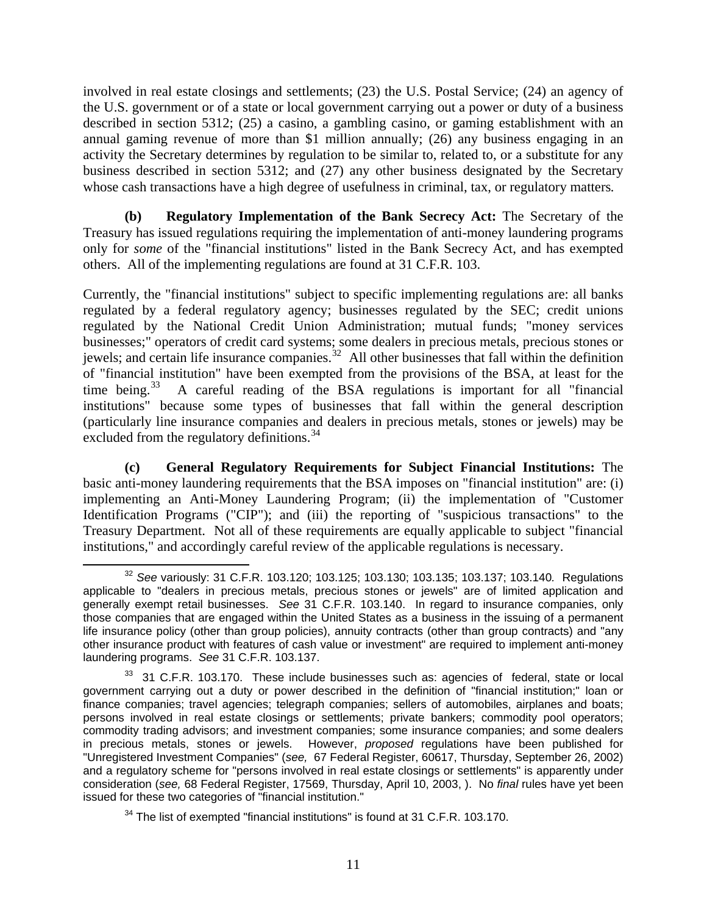involved in real estate closings and settlements; (23) the U.S. Postal Service; (24) an agency of the U.S. government or of a state or local government carrying out a power or duty of a business described in section 5312; (25) a casino, a gambling casino, or gaming establishment with an annual gaming revenue of more than $1 million annually; (26) any business engaging in an activity the Secretary determines by regulation to be similar to, related to, or a substitute for any business described in section 5312; and (27) any other business designated by the Secretary whose cash transactions have a high degree of usefulness in criminal, tax, or regulatory matters.

**(b) Regulatory Implementation of the Bank Secrecy Act:** The Secretary of the Treasury has issued regulations requiring the implementation of anti-money laundering programs only for *some* of the "financial institutions" listed in the Bank Secrecy Act, and has exempted others. All of the implementing regulations are found at 31 C.F.R. 103.

Currently, the "financial institutions" subject to specific implementing regulations are: all banks regulated by a federal regulatory agency; businesses regulated by the SEC; credit unions regulated by the National Credit Union Administration; mutual funds; "money services businesses;" operators of credit card systems; some dealers in precious metals, precious stones or jewels; and certain life insurance companies.[32] All other businesses that fall within the definition of "financial institution" have been exempted from the provisions of the BSA, at least for the time being.[33] A careful reading of the BSA regulations is important for all "financial institutions" because some types of businesses that fall within the general description (particularly line insurance companies and dealers in precious metals, stones or jewels) may be excluded from the regulatory definitions.[34]

**(c) General Regulatory Requirements for Subject Financial Institutions:** The basic anti-money laundering requirements that the BSA imposes on "financial institution" are: (i) implementing an Anti-Money Laundering Program; (ii) the implementation of "Customer Identification Programs ("CIP"); and (iii) the reporting of "suspicious transactions" to the Treasury Department. Not all of these requirements are equally applicable to subject "financial institutions," and accordingly careful review of the applicable regulations is necessary.

---

[32] *See* variously: 31 C.F.R. 103.120; 103.125; 103.130; 103.135; 103.137; 103.140. Regulations applicable to "dealers in precious metals, precious stones or jewels" are of limited application and generally exempt retail businesses. *See* 31 C.F.R. 103.140. In regard to insurance companies, only those companies that are engaged within the United States as a business in the issuing of a permanent life insurance policy (other than group policies), annuity contracts (other than group contracts) and "any other insurance product with features of cash value or investment" are required to implement anti-money laundering programs. *See* 31 C.F.R. 103.137.

[33] 31 C.F.R. 103.170. These include businesses such as: agencies of federal, state or local government carrying out a duty or power described in the definition of "financial institution;" loan or finance companies; travel agencies; telegraph companies; sellers of automobiles, airplanes and boats; persons involved in real estate closings or settlements; private bankers; commodity pool operators; commodity trading advisors; and investment companies; some insurance companies; and some dealers in precious metals, stones or jewels. However, *proposed* regulations have been published for "Unregistered Investment Companies" (*see,* 67 Federal Register, 60617, Thursday, September 26, 2002) and a regulatory scheme for "persons involved in real estate closings or settlements" is apparently under consideration (*see,* 68 Federal Register, 17569, Thursday, April 10, 2003, ). No *final* rules have yet been issued for these two categories of "financial institution."

[34] The list of exempted "financial institutions" is found at 31 C.F.R. 103.170.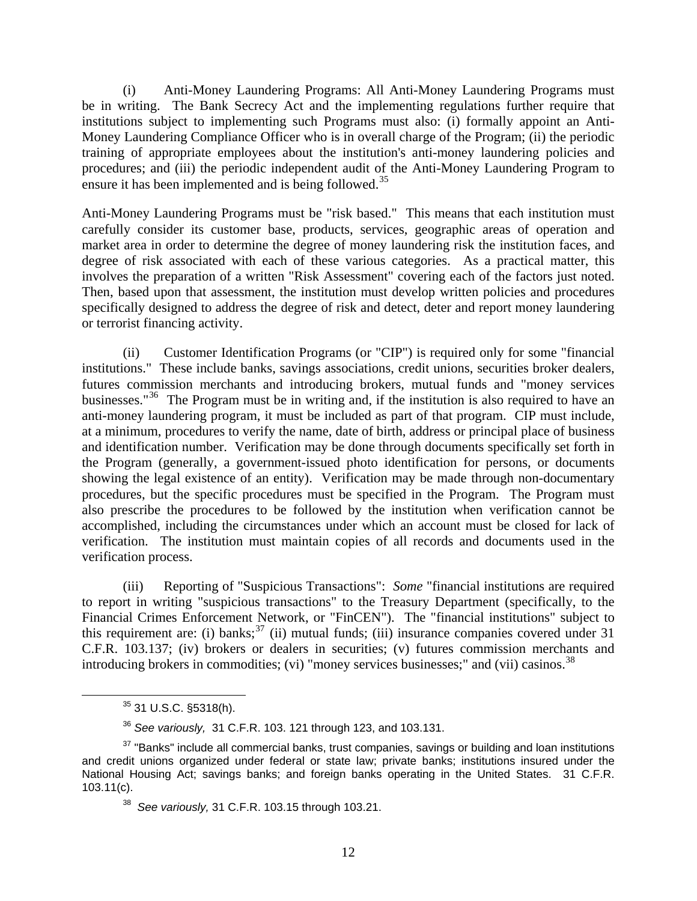(i) Anti-Money Laundering Programs: All Anti-Money Laundering Programs must be in writing. The Bank Secrecy Act and the implementing regulations further require that institutions subject to implementing such Programs must also: (i) formally appoint an Anti-Money Laundering Compliance Officer who is in overall charge of the Program; (ii) the periodic training of appropriate employees about the institution's anti-money laundering policies and procedures; and (iii) the periodic independent audit of the Anti-Money Laundering Program to ensure it has been implemented and is being followed.[35]

Anti-Money Laundering Programs must be "risk based." This means that each institution must carefully consider its customer base, products, services, geographic areas of operation and market area in order to determine the degree of money laundering risk the institution faces, and degree of risk associated with each of these various categories. As a practical matter, this involves the preparation of a written "Risk Assessment" covering each of the factors just noted. Then, based upon that assessment, the institution must develop written policies and procedures specifically designed to address the degree of risk and detect, deter and report money laundering or terrorist financing activity.

(ii) Customer Identification Programs (or "CIP") is required only for some "financial institutions." These include banks, savings associations, credit unions, securities broker dealers, futures commission merchants and introducing brokers, mutual funds and "money services businesses."[36] The Program must be in writing and, if the institution is also required to have an anti-money laundering program, it must be included as part of that program. CIP must include, at a minimum, procedures to verify the name, date of birth, address or principal place of business and identification number. Verification may be done through documents specifically set forth in the Program (generally, a government-issued photo identification for persons, or documents showing the legal existence of an entity). Verification may be made through non-documentary procedures, but the specific procedures must be specified in the Program. The Program must also prescribe the procedures to be followed by the institution when verification cannot be accomplished, including the circumstances under which an account must be closed for lack of verification. The institution must maintain copies of all records and documents used in the verification process.

(iii) Reporting of "Suspicious Transactions": *Some* "financial institutions are required to report in writing "suspicious transactions" to the Treasury Department (specifically, to the Financial Crimes Enforcement Network, or "FinCEN"). The "financial institutions" subject to this requirement are: (i) banks;[37] (ii) mutual funds; (iii) insurance companies covered under 31 C.F.R. 103.137; (iv) brokers or dealers in securities; (v) futures commission merchants and introducing brokers in commodities; (vi) "money services businesses;" and (vii) casinos.[38]

---

[35] 31 U.S.C. §5318(h).

[36] *See variously,* 31 C.F.R. 103. 121 through 123, and 103.131.

[37] "Banks" include all commercial banks, trust companies, savings or building and loan institutions and credit unions organized under federal or state law; private banks; institutions insured under the National Housing Act; savings banks; and foreign banks operating in the United States. 31 C.F.R. 103.11(c).

[38] *See variously,* 31 C.F.R. 103.15 through 103.21.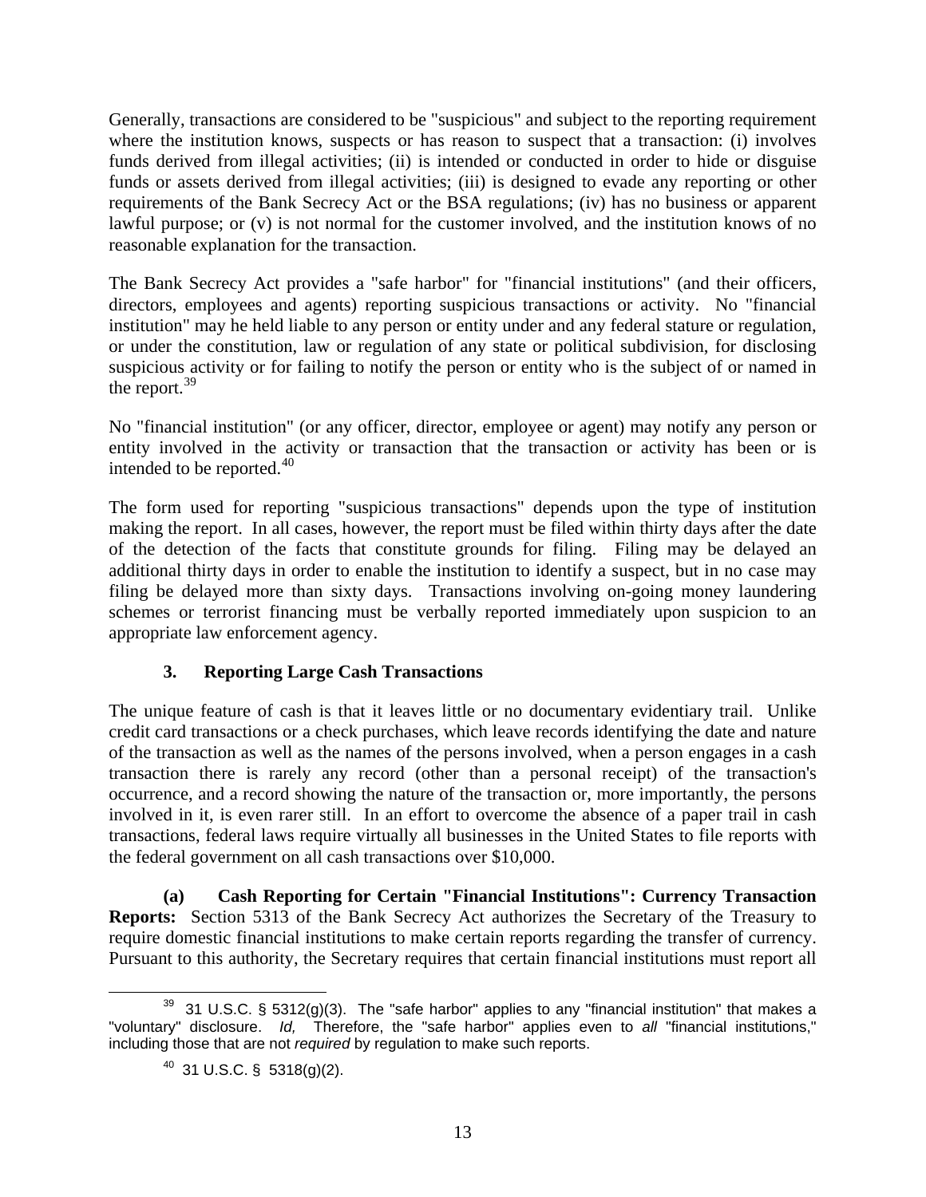Generally, transactions are considered to be "suspicious" and subject to the reporting requirement where the institution knows, suspects or has reason to suspect that a transaction: (i) involves funds derived from illegal activities; (ii) is intended or conducted in order to hide or disguise funds or assets derived from illegal activities; (iii) is designed to evade any reporting or other requirements of the Bank Secrecy Act or the BSA regulations; (iv) has no business or apparent lawful purpose; or (v) is not normal for the customer involved, and the institution knows of no reasonable explanation for the transaction.

The Bank Secrecy Act provides a "safe harbor" for "financial institutions" (and their officers, directors, employees and agents) reporting suspicious transactions or activity. No "financial institution" may he held liable to any person or entity under and any federal stature or regulation, or under the constitution, law or regulation of any state or political subdivision, for disclosing suspicious activity or for failing to notify the person or entity who is the subject of or named in the report.[39]

No "financial institution" (or any officer, director, employee or agent) may notify any person or entity involved in the activity or transaction that the transaction or activity has been or is intended to be reported.[40]

The form used for reporting "suspicious transactions" depends upon the type of institution making the report. In all cases, however, the report must be filed within thirty days after the date of the detection of the facts that constitute grounds for filing. Filing may be delayed an additional thirty days in order to enable the institution to identify a suspect, but in no case may filing be delayed more than sixty days. Transactions involving on-going money laundering schemes or terrorist financing must be verbally reported immediately upon suspicion to an appropriate law enforcement agency.

### 3. Reporting Large Cash Transactions

The unique feature of cash is that it leaves little or no documentary evidentiary trail. Unlike credit card transactions or a check purchases, which leave records identifying the date and nature of the transaction as well as the names of the persons involved, when a person engages in a cash transaction there is rarely any record (other than a personal receipt) of the transaction's occurrence, and a record showing the nature of the transaction or, more importantly, the persons involved in it, is even rarer still. In an effort to overcome the absence of a paper trail in cash transactions, federal laws require virtually all businesses in the United States to file reports with the federal government on all cash transactions over $10,000.

**(a) Cash Reporting for Certain "Financial Institutions": Currency Transaction Reports:** Section 5313 of the Bank Secrecy Act authorizes the Secretary of the Treasury to require domestic financial institutions to make certain reports regarding the transfer of currency. Pursuant to this authority, the Secretary requires that certain financial institutions must report all

---

[39] 31 U.S.C. § 5312(g)(3). The "safe harbor" applies to any "financial institution" that makes a "voluntary" disclosure. *Id,* Therefore, the "safe harbor" applies even to *all* "financial institutions," including those that are not *required* by regulation to make such reports.

[40] 31 U.S.C. § 5318(g)(2).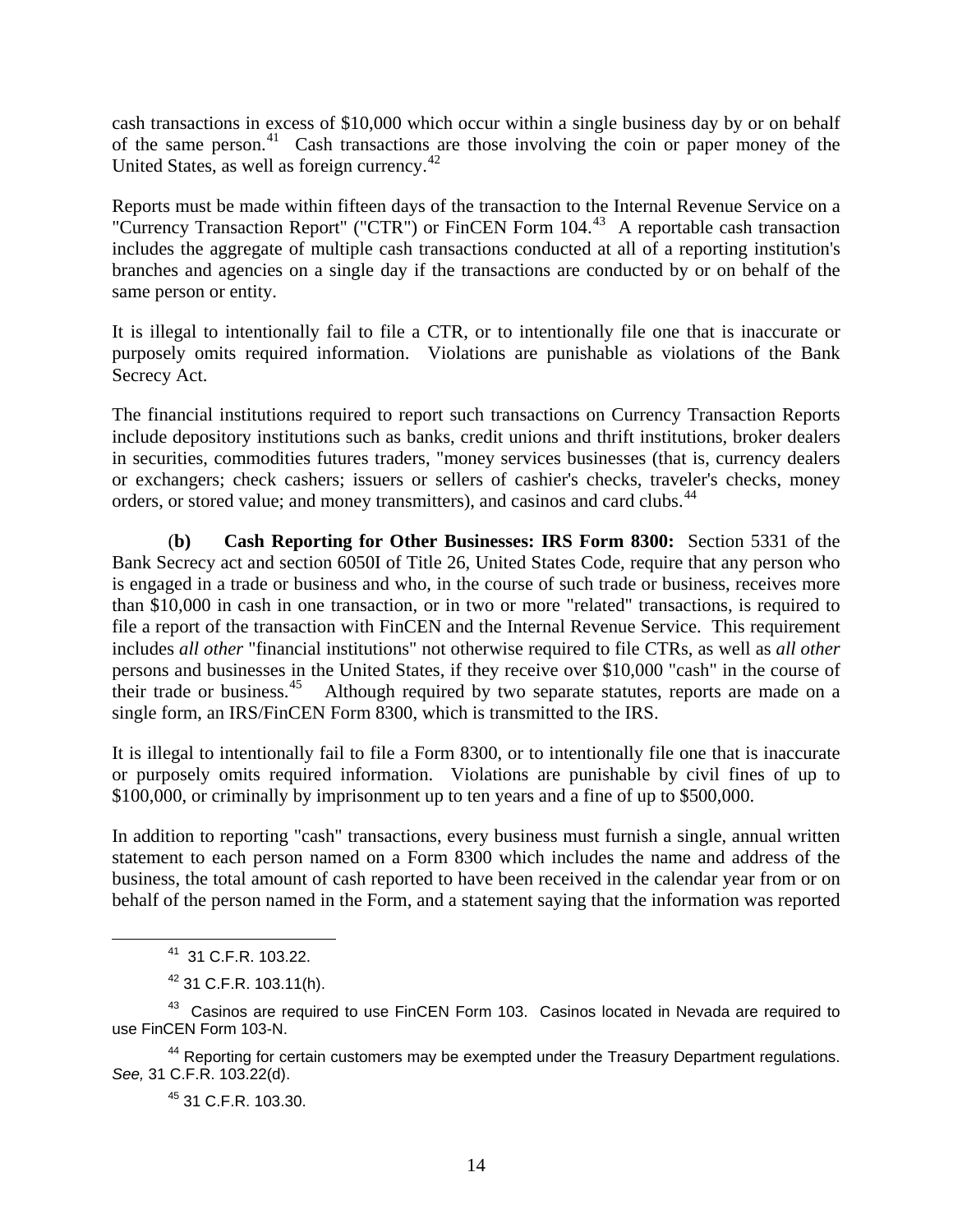cash transactions in excess of $10,000 which occur within a single business day by or on behalf of the same person.[41] Cash transactions are those involving the coin or paper money of the United States, as well as foreign currency.[42]

Reports must be made within fifteen days of the transaction to the Internal Revenue Service on a "Currency Transaction Report" ("CTR") or FinCEN Form 104.[43] A reportable cash transaction includes the aggregate of multiple cash transactions conducted at all of a reporting institution's branches and agencies on a single day if the transactions are conducted by or on behalf of the same person or entity.

It is illegal to intentionally fail to file a CTR, or to intentionally file one that is inaccurate or purposely omits required information. Violations are punishable as violations of the Bank Secrecy Act.

The financial institutions required to report such transactions on Currency Transaction Reports include depository institutions such as banks, credit unions and thrift institutions, broker dealers in securities, commodities futures traders, "money services businesses (that is, currency dealers or exchangers; check cashers; issuers or sellers of cashier's checks, traveler's checks, money orders, or stored value; and money transmitters), and casinos and card clubs.[44]

(**b)** **Cash Reporting for Other Businesses: IRS Form 8300:** Section 5331 of the Bank Secrecy act and section 6050I of Title 26, United States Code, require that any person who is engaged in a trade or business and who, in the course of such trade or business, receives more than $10,000 in cash in one transaction, or in two or more "related" transactions, is required to file a report of the transaction with FinCEN and the Internal Revenue Service. This requirement includes *all other* "financial institutions" not otherwise required to file CTRs, as well as *all other* persons and businesses in the United States, if they receive over $10,000 "cash" in the course of their trade or business.[45] Although required by two separate statutes, reports are made on a single form, an IRS/FinCEN Form 8300, which is transmitted to the IRS.

It is illegal to intentionally fail to file a Form 8300, or to intentionally file one that is inaccurate or purposely omits required information. Violations are punishable by civil fines of up to $100,000, or criminally by imprisonment up to ten years and a fine of up to $500,000.

In addition to reporting "cash" transactions, every business must furnish a single, annual written statement to each person named on a Form 8300 which includes the name and address of the business, the total amount of cash reported to have been received in the calendar year from or on behalf of the person named in the Form, and a statement saying that the information was reported

---

[41] 31 C.F.R. 103.22.

[42] 31 C.F.R. 103.11(h).

[43] Casinos are required to use FinCEN Form 103. Casinos located in Nevada are required to use FinCEN Form 103-N.

[44] Reporting for certain customers may be exempted under the Treasury Department regulations. *See,* 31 C.F.R. 103.22(d).

[45] 31 C.F.R. 103.30.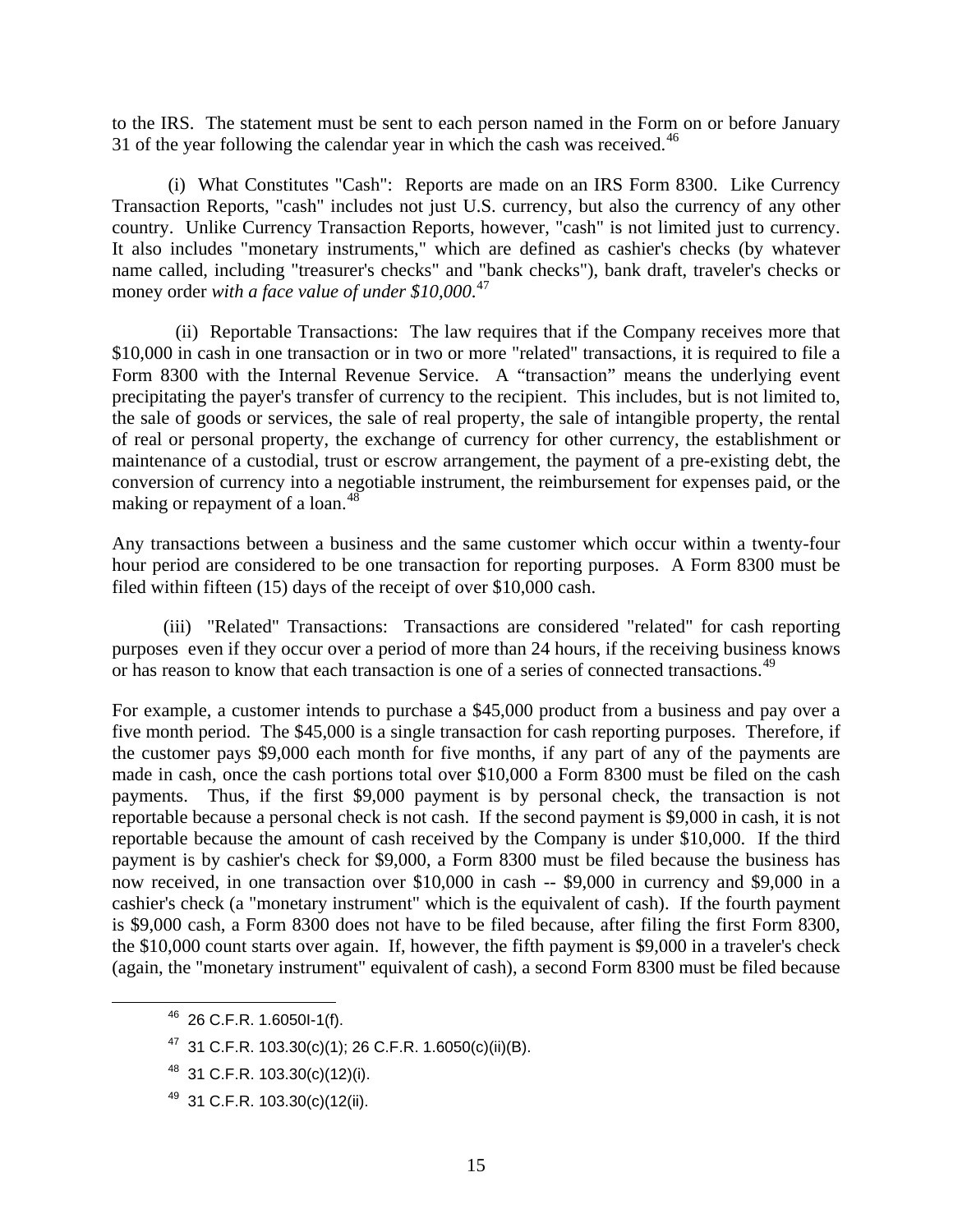to the IRS. The statement must be sent to each person named in the Form on or before January 31 of the year following the calendar year in which the cash was received.[46]

(i) What Constitutes "Cash": Reports are made on an IRS Form 8300. Like Currency Transaction Reports, "cash" includes not just U.S. currency, but also the currency of any other country. Unlike Currency Transaction Reports, however, "cash" is not limited just to currency. It also includes "monetary instruments," which are defined as cashier's checks (by whatever name called, including "treasurer's checks" and "bank checks"), bank draft, traveler's checks or money order *with a face value of under $10,000*.[47]

(ii) Reportable Transactions: The law requires that if the Company receives more that $10,000 in cash in one transaction or in two or more "related" transactions, it is required to file a Form 8300 with the Internal Revenue Service. A "transaction" means the underlying event precipitating the payer's transfer of currency to the recipient. This includes, but is not limited to, the sale of goods or services, the sale of real property, the sale of intangible property, the rental of real or personal property, the exchange of currency for other currency, the establishment or maintenance of a custodial, trust or escrow arrangement, the payment of a pre-existing debt, the conversion of currency into a negotiable instrument, the reimbursement for expenses paid, or the making or repayment of a loan.[48]

Any transactions between a business and the same customer which occur within a twenty-four hour period are considered to be one transaction for reporting purposes. A Form 8300 must be filed within fifteen (15) days of the receipt of over $10,000 cash.

(iii) "Related" Transactions: Transactions are considered "related" for cash reporting purposes even if they occur over a period of more than 24 hours, if the receiving business knows or has reason to know that each transaction is one of a series of connected transactions.[49]

For example, a customer intends to purchase a $45,000 product from a business and pay over a five month period. The $45,000 is a single transaction for cash reporting purposes. Therefore, if the customer pays $9,000 each month for five months, if any part of any of the payments are made in cash, once the cash portions total over $10,000 a Form 8300 must be filed on the cash payments. Thus, if the first $9,000 payment is by personal check, the transaction is not reportable because a personal check is not cash. If the second payment is $9,000 in cash, it is not reportable because the amount of cash received by the Company is under $10,000. If the third payment is by cashier's check for $9,000, a Form 8300 must be filed because the business has now received, in one transaction over $10,000 in cash -- $9,000 in currency and $9,000 in a cashier's check (a "monetary instrument" which is the equivalent of cash). If the fourth payment is $9,000 cash, a Form 8300 does not have to be filed because, after filing the first Form 8300, the $10,000 count starts over again. If, however, the fifth payment is $9,000 in a traveler's check (again, the "monetary instrument" equivalent of cash), a second Form 8300 must be filed because

---

[46] 26 C.F.R. 1.6050I-1(f).

[47] 31 C.F.R. 103.30(c)(1); 26 C.F.R. 1.6050(c)(ii)(B).

[48] 31 C.F.R. 103.30(c)(12)(i).

[49] 31 C.F.R. 103.30(c)(12(ii).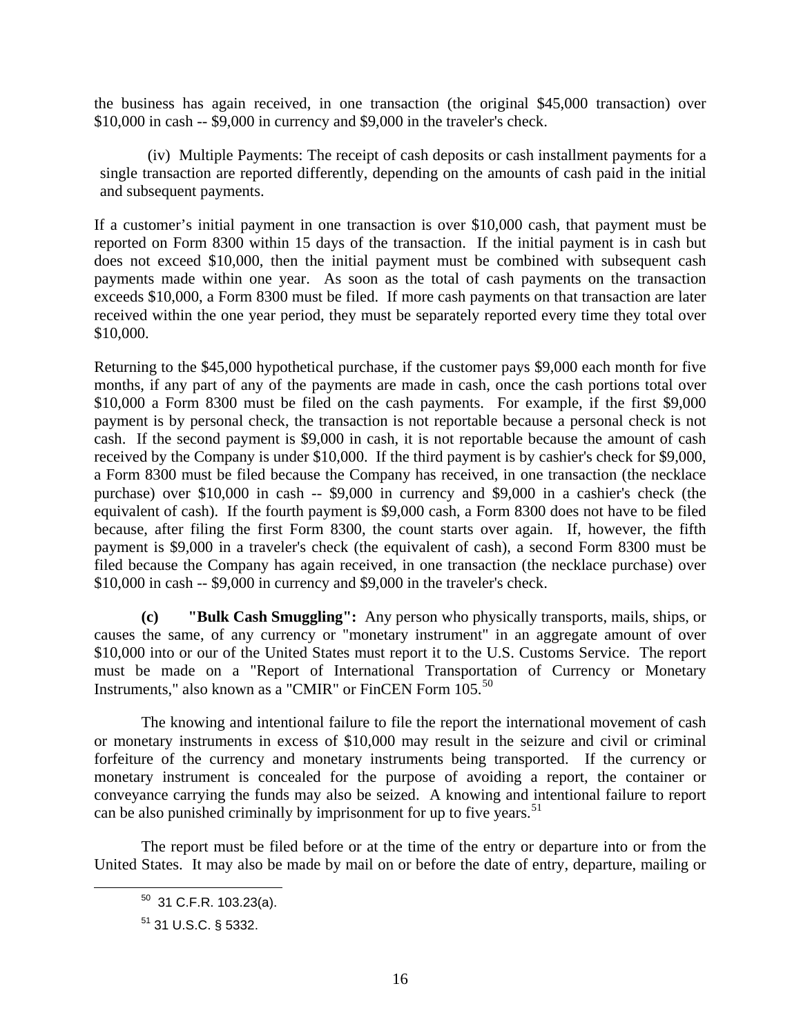the business has again received, in one transaction (the original $45,000 transaction) over $10,000 in cash -- $9,000 in currency and $9,000 in the traveler's check.

(iv) Multiple Payments: The receipt of cash deposits or cash installment payments for a single transaction are reported differently, depending on the amounts of cash paid in the initial and subsequent payments.

If a customer's initial payment in one transaction is over $10,000 cash, that payment must be reported on Form 8300 within 15 days of the transaction. If the initial payment is in cash but does not exceed $10,000, then the initial payment must be combined with subsequent cash payments made within one year. As soon as the total of cash payments on the transaction exceeds $10,000, a Form 8300 must be filed. If more cash payments on that transaction are later received within the one year period, they must be separately reported every time they total over $10,000.

Returning to the $45,000 hypothetical purchase, if the customer pays $9,000 each month for five months, if any part of any of the payments are made in cash, once the cash portions total over $10,000 a Form 8300 must be filed on the cash payments. For example, if the first $9,000 payment is by personal check, the transaction is not reportable because a personal check is not cash. If the second payment is $9,000 in cash, it is not reportable because the amount of cash received by the Company is under $10,000. If the third payment is by cashier's check for $9,000, a Form 8300 must be filed because the Company has received, in one transaction (the necklace purchase) over $10,000 in cash -- $9,000 in currency and $9,000 in a cashier's check (the equivalent of cash). If the fourth payment is $9,000 cash, a Form 8300 does not have to be filed because, after filing the first Form 8300, the count starts over again. If, however, the fifth payment is $9,000 in a traveler's check (the equivalent of cash), a second Form 8300 must be filed because the Company has again received, in one transaction (the necklace purchase) over $10,000 in cash -- $9,000 in currency and $9,000 in the traveler's check.

**(c) "Bulk Cash Smuggling":** Any person who physically transports, mails, ships, or causes the same, of any currency or "monetary instrument" in an aggregate amount of over $10,000 into or our of the United States must report it to the U.S. Customs Service. The report must be made on a "Report of International Transportation of Currency or Monetary Instruments," also known as a "CMIR" or FinCEN Form 105.[50]

The knowing and intentional failure to file the report the international movement of cash or monetary instruments in excess of $10,000 may result in the seizure and civil or criminal forfeiture of the currency and monetary instruments being transported. If the currency or monetary instrument is concealed for the purpose of avoiding a report, the container or conveyance carrying the funds may also be seized. A knowing and intentional failure to report can be also punished criminally by imprisonment for up to five years.[51]

The report must be filed before or at the time of the entry or departure into or from the United States. It may also be made by mail on or before the date of entry, departure, mailing or

---

[50] 31 C.F.R. 103.23(a).

[51] 31 U.S.C. § 5332.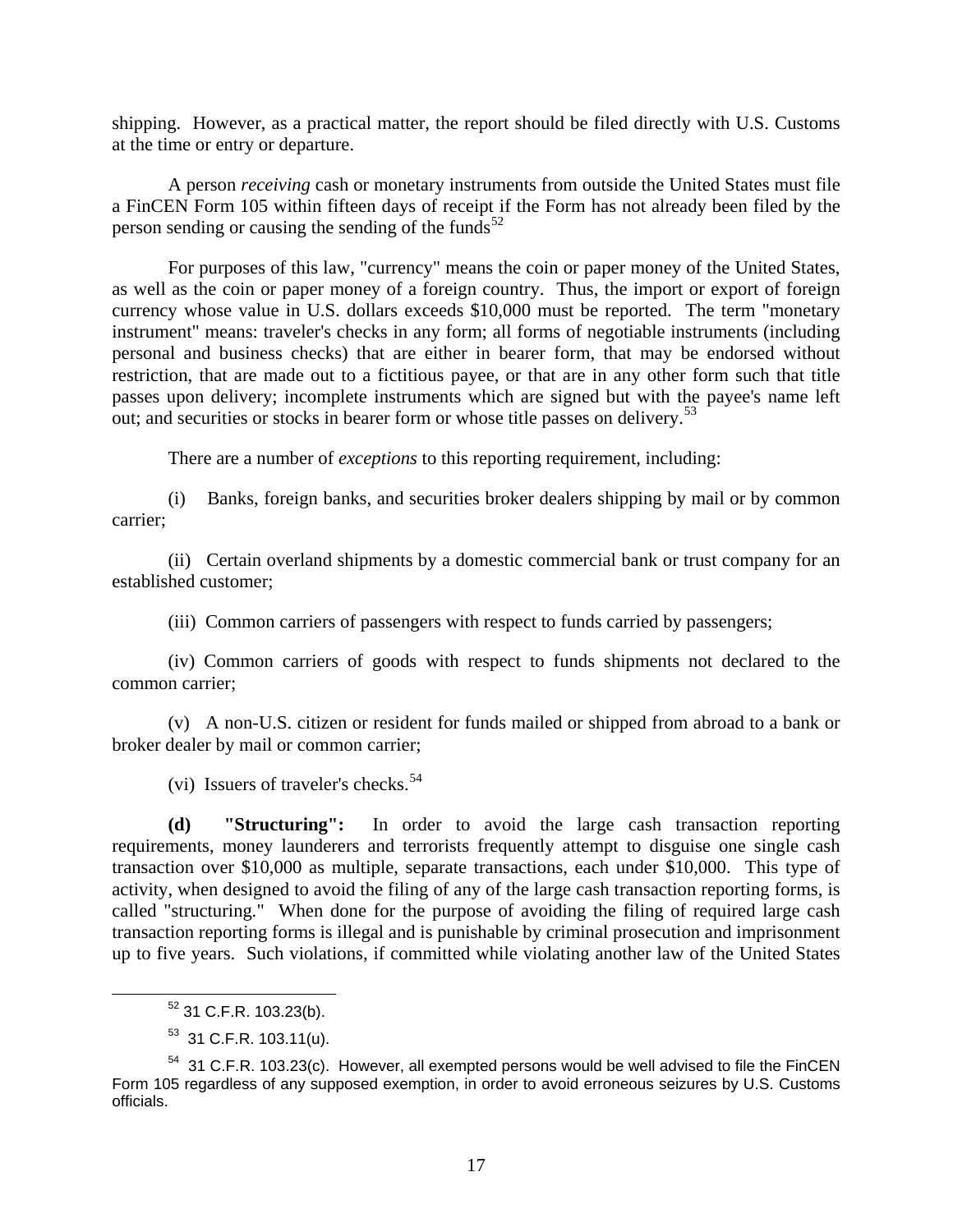shipping. However, as a practical matter, the report should be filed directly with U.S. Customs at the time or entry or departure.

A person *receiving* cash or monetary instruments from outside the United States must file a FinCEN Form 105 within fifteen days of receipt if the Form has not already been filed by the person sending or causing the sending of the funds[52]

For purposes of this law, "currency" means the coin or paper money of the United States, as well as the coin or paper money of a foreign country. Thus, the import or export of foreign currency whose value in U.S. dollars exceeds $10,000 must be reported. The term "monetary instrument" means: traveler's checks in any form; all forms of negotiable instruments (including personal and business checks) that are either in bearer form, that may be endorsed without restriction, that are made out to a fictitious payee, or that are in any other form such that title passes upon delivery; incomplete instruments which are signed but with the payee's name left out; and securities or stocks in bearer form or whose title passes on delivery.[53]

There are a number of *exceptions* to this reporting requirement, including:

(i) Banks, foreign banks, and securities broker dealers shipping by mail or by common carrier;

(ii) Certain overland shipments by a domestic commercial bank or trust company for an established customer;

(iii) Common carriers of passengers with respect to funds carried by passengers;

(iv) Common carriers of goods with respect to funds shipments not declared to the common carrier;

(v) A non-U.S. citizen or resident for funds mailed or shipped from abroad to a bank or broker dealer by mail or common carrier;

(vi) Issuers of traveler's checks.[54]

**(d) "Structuring":** In order to avoid the large cash transaction reporting requirements, money launderers and terrorists frequently attempt to disguise one single cash transaction over $10,000 as multiple, separate transactions, each under $10,000. This type of activity, when designed to avoid the filing of any of the large cash transaction reporting forms, is called "structuring." When done for the purpose of avoiding the filing of required large cash transaction reporting forms is illegal and is punishable by criminal prosecution and imprisonment up to five years. Such violations, if committed while violating another law of the United States

---

[52] 31 C.F.R. 103.23(b).

[53] 31 C.F.R. 103.11(u).

[54] 31 C.F.R. 103.23(c). However, all exempted persons would be well advised to file the FinCEN Form 105 regardless of any supposed exemption, in order to avoid erroneous seizures by U.S. Customs officials.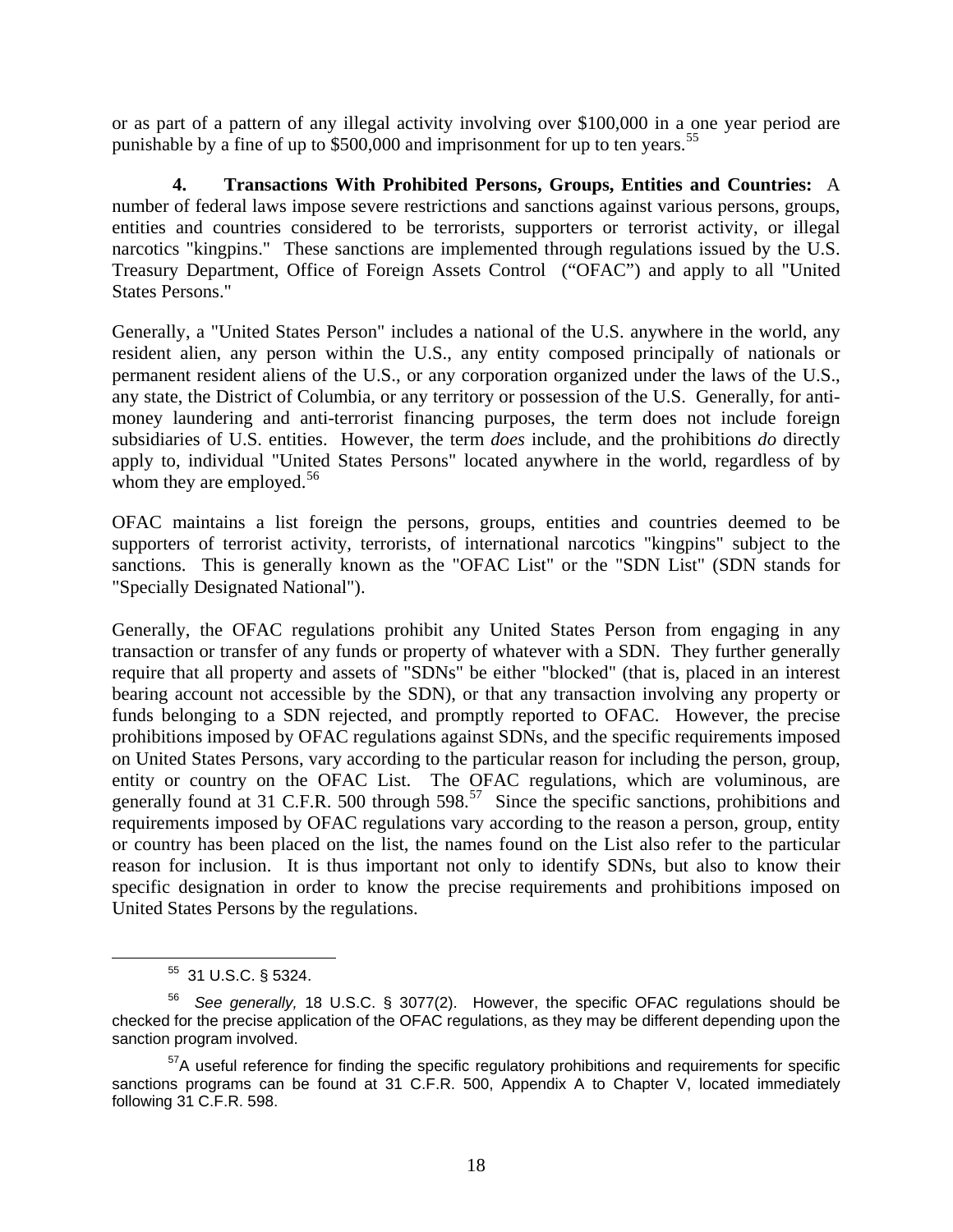or as part of a pattern of any illegal activity involving over $100,000 in a one year period are punishable by a fine of up to $500,000 and imprisonment for up to ten years.[55]

**4. Transactions With Prohibited Persons, Groups, Entities and Countries:** A number of federal laws impose severe restrictions and sanctions against various persons, groups, entities and countries considered to be terrorists, supporters or terrorist activity, or illegal narcotics "kingpins." These sanctions are implemented through regulations issued by the U.S. Treasury Department, Office of Foreign Assets Control ("OFAC") and apply to all "United States Persons."

Generally, a "United States Person" includes a national of the U.S. anywhere in the world, any resident alien, any person within the U.S., any entity composed principally of nationals or permanent resident aliens of the U.S., or any corporation organized under the laws of the U.S., any state, the District of Columbia, or any territory or possession of the U.S. Generally, for anti-money laundering and anti-terrorist financing purposes, the term does not include foreign subsidiaries of U.S. entities. However, the term *does* include, and the prohibitions *do* directly apply to, individual "United States Persons" located anywhere in the world, regardless of by whom they are employed.[56]

OFAC maintains a list foreign the persons, groups, entities and countries deemed to be supporters of terrorist activity, terrorists, of international narcotics "kingpins" subject to the sanctions. This is generally known as the "OFAC List" or the "SDN List" (SDN stands for "Specially Designated National").

Generally, the OFAC regulations prohibit any United States Person from engaging in any transaction or transfer of any funds or property of whatever with a SDN. They further generally require that all property and assets of "SDNs" be either "blocked" (that is, placed in an interest bearing account not accessible by the SDN), or that any transaction involving any property or funds belonging to a SDN rejected, and promptly reported to OFAC. However, the precise prohibitions imposed by OFAC regulations against SDNs, and the specific requirements imposed on United States Persons, vary according to the particular reason for including the person, group, entity or country on the OFAC List. The OFAC regulations, which are voluminous, are generally found at 31 C.F.R. 500 through 598.[57] Since the specific sanctions, prohibitions and requirements imposed by OFAC regulations vary according to the reason a person, group, entity or country has been placed on the list, the names found on the List also refer to the particular reason for inclusion. It is thus important not only to identify SDNs, but also to know their specific designation in order to know the precise requirements and prohibitions imposed on United States Persons by the regulations.

---

[55] 31 U.S.C. § 5324.

[56] *See generally,* 18 U.S.C. § 3077(2). However, the specific OFAC regulations should be checked for the precise application of the OFAC regulations, as they may be different depending upon the sanction program involved.

[57] A useful reference for finding the specific regulatory prohibitions and requirements for specific sanctions programs can be found at 31 C.F.R. 500, Appendix A to Chapter V, located immediately following 31 C.F.R. 598.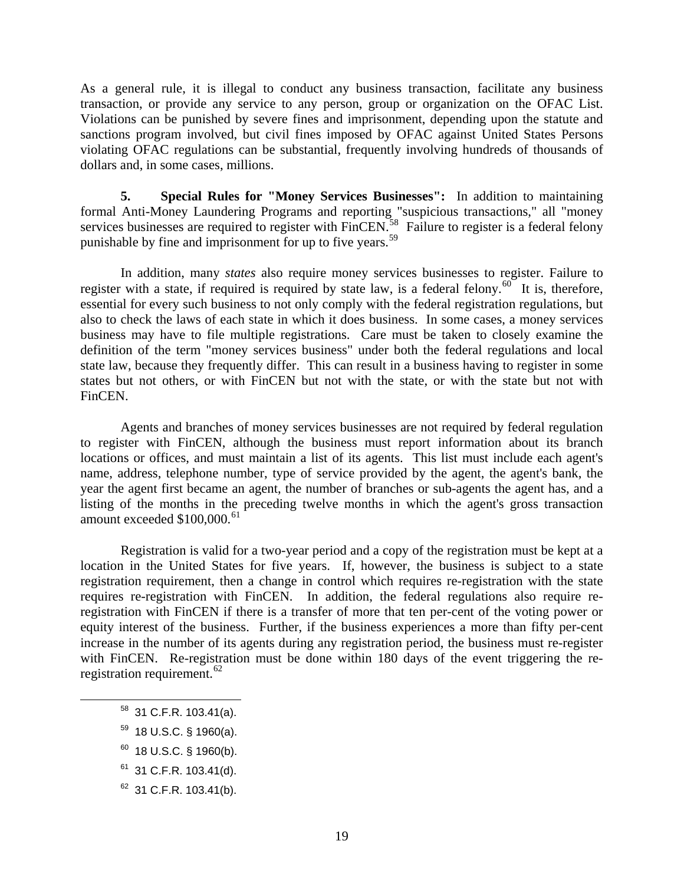As a general rule, it is illegal to conduct any business transaction, facilitate any business transaction, or provide any service to any person, group or organization on the OFAC List. Violations can be punished by severe fines and imprisonment, depending upon the statute and sanctions program involved, but civil fines imposed by OFAC against United States Persons violating OFAC regulations can be substantial, frequently involving hundreds of thousands of dollars and, in some cases, millions.

**5. Special Rules for "Money Services Businesses":** In addition to maintaining formal Anti-Money Laundering Programs and reporting "suspicious transactions," all "money services businesses are required to register with FinCEN.[58] Failure to register is a federal felony punishable by fine and imprisonment for up to five years.[59]

In addition, many *states* also require money services businesses to register. Failure to register with a state, if required is required by state law, is a federal felony.[60] It is, therefore, essential for every such business to not only comply with the federal registration regulations, but also to check the laws of each state in which it does business. In some cases, a money services business may have to file multiple registrations. Care must be taken to closely examine the definition of the term "money services business" under both the federal regulations and local state law, because they frequently differ. This can result in a business having to register in some states but not others, or with FinCEN but not with the state, or with the state but not with FinCEN.

Agents and branches of money services businesses are not required by federal regulation to register with FinCEN, although the business must report information about its branch locations or offices, and must maintain a list of its agents. This list must include each agent's name, address, telephone number, type of service provided by the agent, the agent's bank, the year the agent first became an agent, the number of branches or sub-agents the agent has, and a listing of the months in the preceding twelve months in which the agent's gross transaction amount exceeded $100,000.[61]

Registration is valid for a two-year period and a copy of the registration must be kept at a location in the United States for five years. If, however, the business is subject to a state registration requirement, then a change in control which requires re-registration with the state requires re-registration with FinCEN. In addition, the federal regulations also require re-registration with FinCEN if there is a transfer of more that ten per-cent of the voting power or equity interest of the business. Further, if the business experiences a more than fifty per-cent increase in the number of its agents during any registration period, the business must re-register with FinCEN. Re-registration must be done within 180 days of the event triggering the re-registration requirement.[62]

---

[58] 31 C.F.R. 103.41(a).

[59] 18 U.S.C. § 1960(a).

[60] 18 U.S.C. § 1960(b).

[61] 31 C.F.R. 103.41(d).

[62] 31 C.F.R. 103.41(b).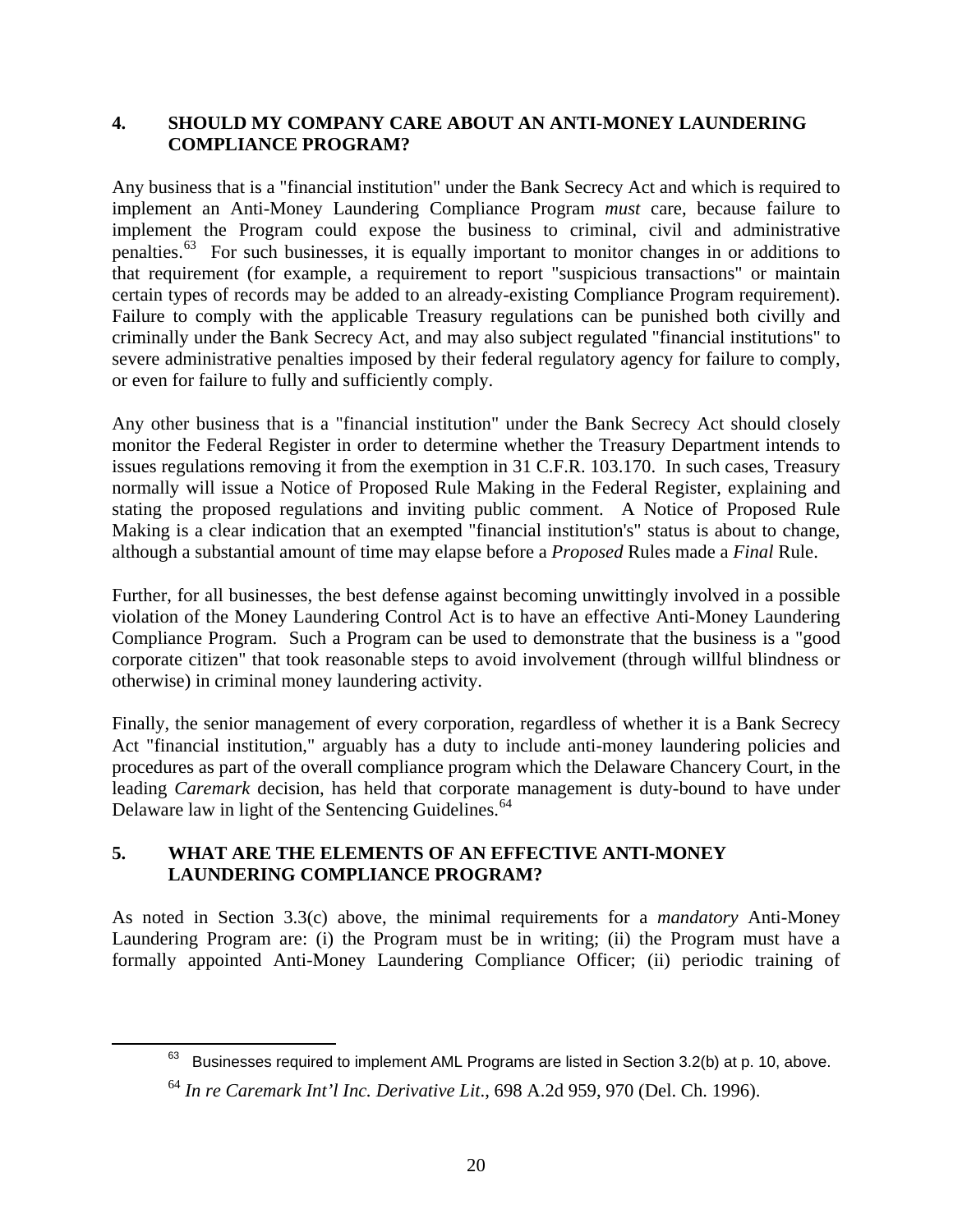## 4. SHOULD MY COMPANY CARE ABOUT AN ANTI-MONEY LAUNDERING COMPLIANCE PROGRAM?

Any business that is a "financial institution" under the Bank Secrecy Act and which is required to implement an Anti-Money Laundering Compliance Program *must* care, because failure to implement the Program could expose the business to criminal, civil and administrative penalties.[63] For such businesses, it is equally important to monitor changes in or additions to that requirement (for example, a requirement to report "suspicious transactions" or maintain certain types of records may be added to an already-existing Compliance Program requirement). Failure to comply with the applicable Treasury regulations can be punished both civilly and criminally under the Bank Secrecy Act, and may also subject regulated "financial institutions" to severe administrative penalties imposed by their federal regulatory agency for failure to comply, or even for failure to fully and sufficiently comply.

Any other business that is a "financial institution" under the Bank Secrecy Act should closely monitor the Federal Register in order to determine whether the Treasury Department intends to issues regulations removing it from the exemption in 31 C.F.R. 103.170. In such cases, Treasury normally will issue a Notice of Proposed Rule Making in the Federal Register, explaining and stating the proposed regulations and inviting public comment. A Notice of Proposed Rule Making is a clear indication that an exempted "financial institution's" status is about to change, although a substantial amount of time may elapse before a *Proposed* Rules made a *Final* Rule.

Further, for all businesses, the best defense against becoming unwittingly involved in a possible violation of the Money Laundering Control Act is to have an effective Anti-Money Laundering Compliance Program. Such a Program can be used to demonstrate that the business is a "good corporate citizen" that took reasonable steps to avoid involvement (through willful blindness or otherwise) in criminal money laundering activity.

Finally, the senior management of every corporation, regardless of whether it is a Bank Secrecy Act "financial institution," arguably has a duty to include anti-money laundering policies and procedures as part of the overall compliance program which the Delaware Chancery Court, in the leading *Caremark* decision, has held that corporate management is duty-bound to have under Delaware law in light of the Sentencing Guidelines.[64]

## 5. WHAT ARE THE ELEMENTS OF AN EFFECTIVE ANTI-MONEY LAUNDERING COMPLIANCE PROGRAM?

As noted in Section 3.3(c) above, the minimal requirements for a *mandatory* Anti-Money Laundering Program are: (i) the Program must be in writing; (ii) the Program must have a formally appointed Anti-Money Laundering Compliance Officer; (ii) periodic training of

---

[63] Businesses required to implement AML Programs are listed in Section 3.2(b) at p. 10, above.

[64] *In re Caremark Int'l Inc. Derivative Lit*., 698 A.2d 959, 970 (Del. Ch. 1996).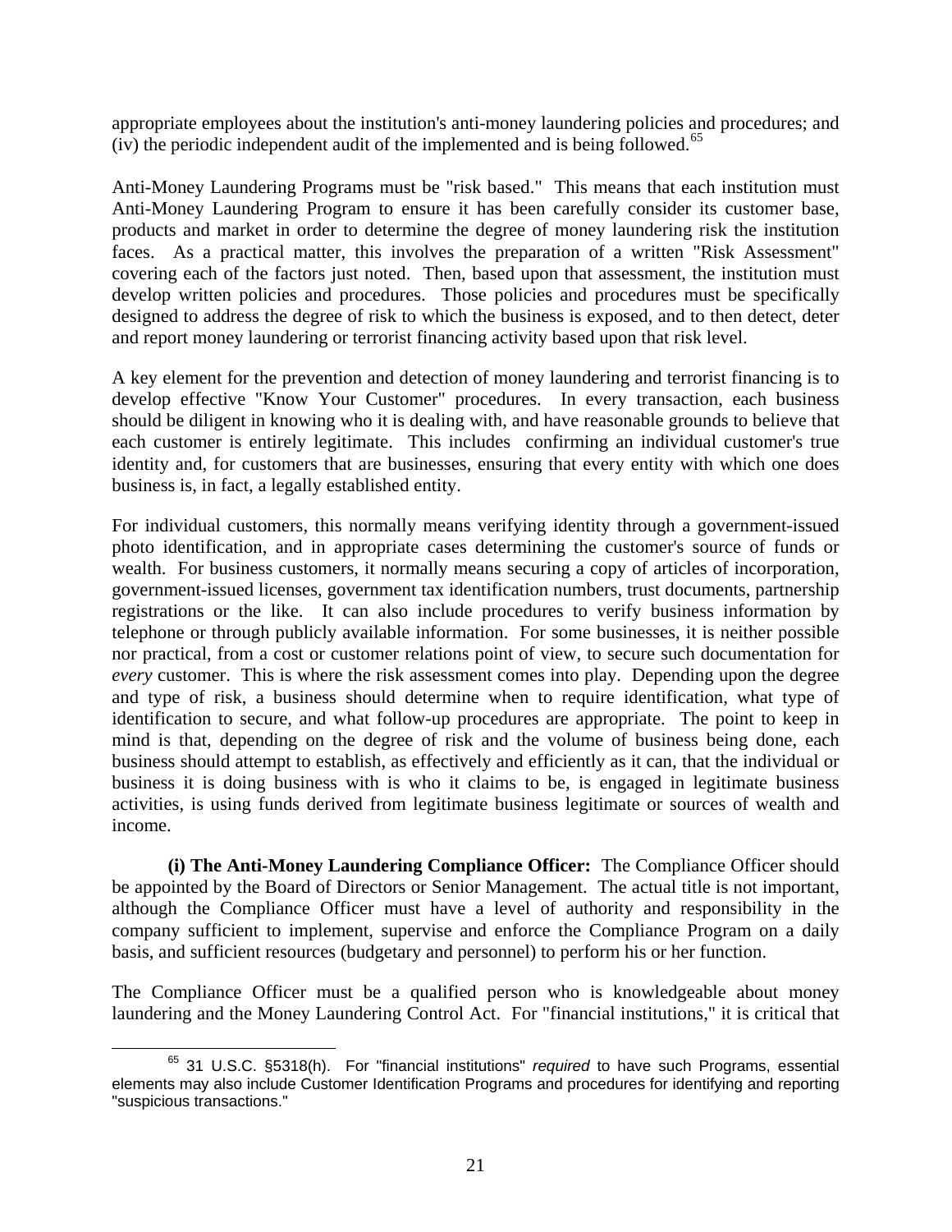appropriate employees about the institution's anti-money laundering policies and procedures; and (iv) the periodic independent audit of the implemented and is being followed.[65]

Anti-Money Laundering Programs must be "risk based." This means that each institution must Anti-Money Laundering Program to ensure it has been carefully consider its customer base, products and market in order to determine the degree of money laundering risk the institution faces. As a practical matter, this involves the preparation of a written "Risk Assessment" covering each of the factors just noted. Then, based upon that assessment, the institution must develop written policies and procedures. Those policies and procedures must be specifically designed to address the degree of risk to which the business is exposed, and to then detect, deter and report money laundering or terrorist financing activity based upon that risk level.

A key element for the prevention and detection of money laundering and terrorist financing is to develop effective "Know Your Customer" procedures. In every transaction, each business should be diligent in knowing who it is dealing with, and have reasonable grounds to believe that each customer is entirely legitimate. This includes confirming an individual customer's true identity and, for customers that are businesses, ensuring that every entity with which one does business is, in fact, a legally established entity.

For individual customers, this normally means verifying identity through a government-issued photo identification, and in appropriate cases determining the customer's source of funds or wealth. For business customers, it normally means securing a copy of articles of incorporation, government-issued licenses, government tax identification numbers, trust documents, partnership registrations or the like. It can also include procedures to verify business information by telephone or through publicly available information. For some businesses, it is neither possible nor practical, from a cost or customer relations point of view, to secure such documentation for *every* customer. This is where the risk assessment comes into play. Depending upon the degree and type of risk, a business should determine when to require identification, what type of identification to secure, and what follow-up procedures are appropriate. The point to keep in mind is that, depending on the degree of risk and the volume of business being done, each business should attempt to establish, as effectively and efficiently as it can, that the individual or business it is doing business with is who it claims to be, is engaged in legitimate business activities, is using funds derived from legitimate business legitimate or sources of wealth and income.

**(i) The Anti-Money Laundering Compliance Officer:** The Compliance Officer should be appointed by the Board of Directors or Senior Management. The actual title is not important, although the Compliance Officer must have a level of authority and responsibility in the company sufficient to implement, supervise and enforce the Compliance Program on a daily basis, and sufficient resources (budgetary and personnel) to perform his or her function.

The Compliance Officer must be a qualified person who is knowledgeable about money laundering and the Money Laundering Control Act. For "financial institutions," it is critical that

---

[65] 31 U.S.C. §5318(h). For "financial institutions" *required* to have such Programs, essential elements may also include Customer Identification Programs and procedures for identifying and reporting "suspicious transactions."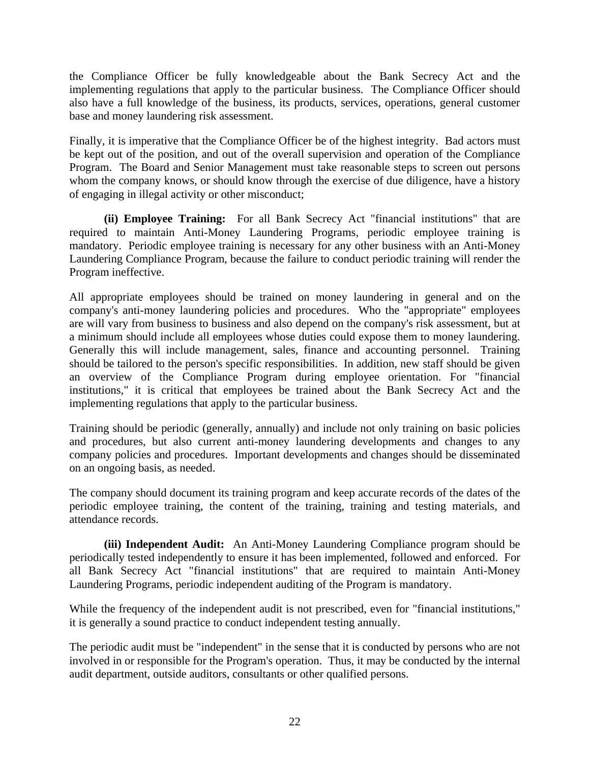the Compliance Officer be fully knowledgeable about the Bank Secrecy Act and the implementing regulations that apply to the particular business. The Compliance Officer should also have a full knowledge of the business, its products, services, operations, general customer base and money laundering risk assessment.

Finally, it is imperative that the Compliance Officer be of the highest integrity. Bad actors must be kept out of the position, and out of the overall supervision and operation of the Compliance Program. The Board and Senior Management must take reasonable steps to screen out persons whom the company knows, or should know through the exercise of due diligence, have a history of engaging in illegal activity or other misconduct;

**(ii) Employee Training:** For all Bank Secrecy Act "financial institutions" that are required to maintain Anti-Money Laundering Programs, periodic employee training is mandatory. Periodic employee training is necessary for any other business with an Anti-Money Laundering Compliance Program, because the failure to conduct periodic training will render the Program ineffective.

All appropriate employees should be trained on money laundering in general and on the company's anti-money laundering policies and procedures. Who the "appropriate" employees are will vary from business to business and also depend on the company's risk assessment, but at a minimum should include all employees whose duties could expose them to money laundering. Generally this will include management, sales, finance and accounting personnel. Training should be tailored to the person's specific responsibilities. In addition, new staff should be given an overview of the Compliance Program during employee orientation. For "financial institutions," it is critical that employees be trained about the Bank Secrecy Act and the implementing regulations that apply to the particular business.

Training should be periodic (generally, annually) and include not only training on basic policies and procedures, but also current anti-money laundering developments and changes to any company policies and procedures. Important developments and changes should be disseminated on an ongoing basis, as needed.

The company should document its training program and keep accurate records of the dates of the periodic employee training, the content of the training, training and testing materials, and attendance records.

**(iii) Independent Audit:** An Anti-Money Laundering Compliance program should be periodically tested independently to ensure it has been implemented, followed and enforced. For all Bank Secrecy Act "financial institutions" that are required to maintain Anti-Money Laundering Programs, periodic independent auditing of the Program is mandatory.

While the frequency of the independent audit is not prescribed, even for "financial institutions," it is generally a sound practice to conduct independent testing annually.

The periodic audit must be "independent" in the sense that it is conducted by persons who are not involved in or responsible for the Program's operation. Thus, it may be conducted by the internal audit department, outside auditors, consultants or other qualified persons.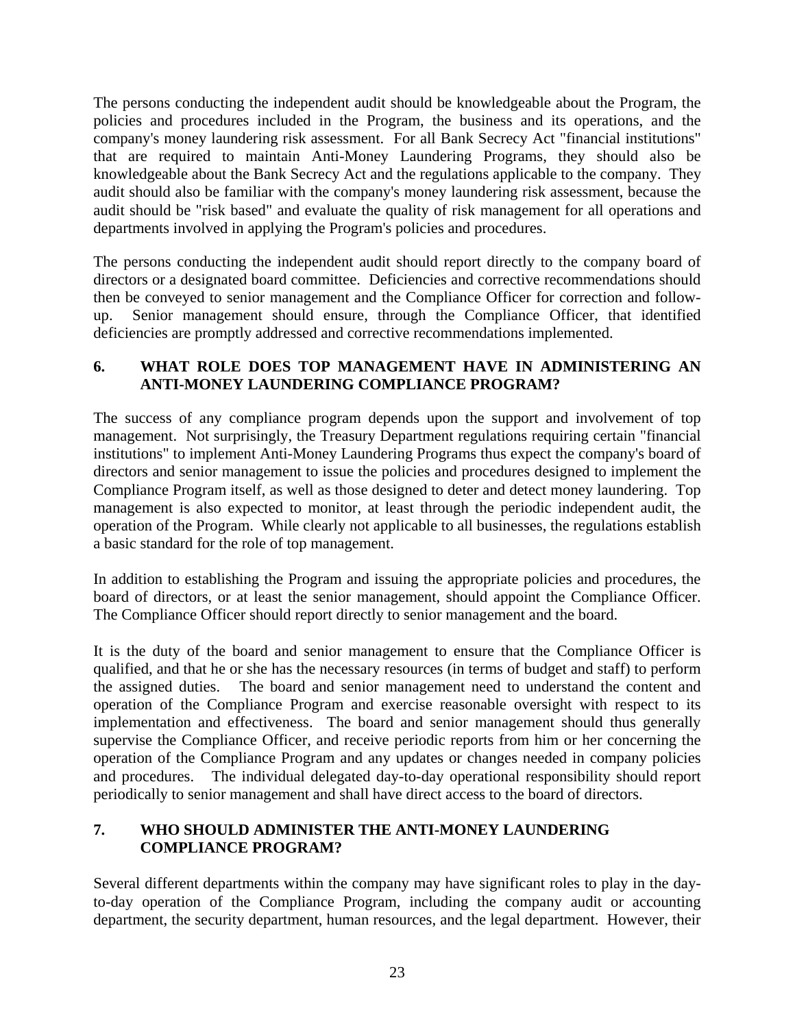The persons conducting the independent audit should be knowledgeable about the Program, the policies and procedures included in the Program, the business and its operations, and the company's money laundering risk assessment. For all Bank Secrecy Act "financial institutions" that are required to maintain Anti-Money Laundering Programs, they should also be knowledgeable about the Bank Secrecy Act and the regulations applicable to the company. They audit should also be familiar with the company's money laundering risk assessment, because the audit should be "risk based" and evaluate the quality of risk management for all operations and departments involved in applying the Program's policies and procedures.

The persons conducting the independent audit should report directly to the company board of directors or a designated board committee. Deficiencies and corrective recommendations should then be conveyed to senior management and the Compliance Officer for correction and follow-up. Senior management should ensure, through the Compliance Officer, that identified deficiencies are promptly addressed and corrective recommendations implemented.

### 6. WHAT ROLE DOES TOP MANAGEMENT HAVE IN ADMINISTERING AN ANTI-MONEY LAUNDERING COMPLIANCE PROGRAM?

The success of any compliance program depends upon the support and involvement of top management. Not surprisingly, the Treasury Department regulations requiring certain "financial institutions" to implement Anti-Money Laundering Programs thus expect the company's board of directors and senior management to issue the policies and procedures designed to implement the Compliance Program itself, as well as those designed to deter and detect money laundering. Top management is also expected to monitor, at least through the periodic independent audit, the operation of the Program. While clearly not applicable to all businesses, the regulations establish a basic standard for the role of top management.

In addition to establishing the Program and issuing the appropriate policies and procedures, the board of directors, or at least the senior management, should appoint the Compliance Officer. The Compliance Officer should report directly to senior management and the board.

It is the duty of the board and senior management to ensure that the Compliance Officer is qualified, and that he or she has the necessary resources (in terms of budget and staff) to perform the assigned duties. The board and senior management need to understand the content and operation of the Compliance Program and exercise reasonable oversight with respect to its implementation and effectiveness. The board and senior management should thus generally supervise the Compliance Officer, and receive periodic reports from him or her concerning the operation of the Compliance Program and any updates or changes needed in company policies and procedures. The individual delegated day-to-day operational responsibility should report periodically to senior management and shall have direct access to the board of directors.

### 7. WHO SHOULD ADMINISTER THE ANTI-MONEY LAUNDERING COMPLIANCE PROGRAM?

Several different departments within the company may have significant roles to play in the day-to-day operation of the Compliance Program, including the company audit or accounting department, the security department, human resources, and the legal department. However, their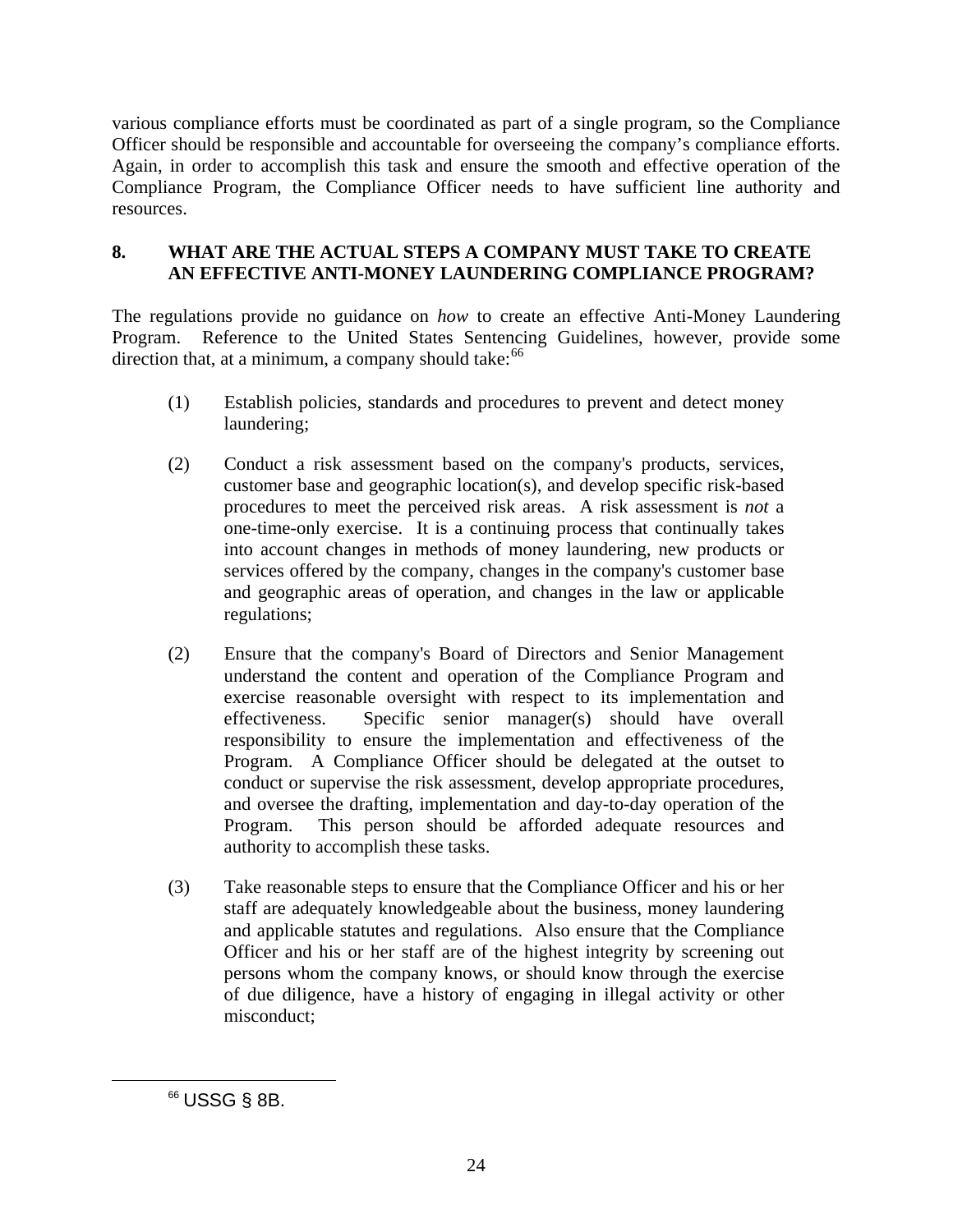various compliance efforts must be coordinated as part of a single program, so the Compliance Officer should be responsible and accountable for overseeing the company's compliance efforts. Again, in order to accomplish this task and ensure the smooth and effective operation of the Compliance Program, the Compliance Officer needs to have sufficient line authority and resources.

## 8. WHAT ARE THE ACTUAL STEPS A COMPANY MUST TAKE TO CREATE AN EFFECTIVE ANTI-MONEY LAUNDERING COMPLIANCE PROGRAM?

The regulations provide no guidance on *how* to create an effective Anti-Money Laundering Program. Reference to the United States Sentencing Guidelines, however, provide some direction that, at a minimum, a company should take:[66]

(1) Establish policies, standards and procedures to prevent and detect money laundering;

(2) Conduct a risk assessment based on the company's products, services, customer base and geographic location(s), and develop specific risk-based procedures to meet the perceived risk areas. A risk assessment is *not* a one-time-only exercise. It is a continuing process that continually takes into account changes in methods of money laundering, new products or services offered by the company, changes in the company's customer base and geographic areas of operation, and changes in the law or applicable regulations;

(2) Ensure that the company's Board of Directors and Senior Management understand the content and operation of the Compliance Program and exercise reasonable oversight with respect to its implementation and effectiveness. Specific senior manager(s) should have overall responsibility to ensure the implementation and effectiveness of the Program. A Compliance Officer should be delegated at the outset to conduct or supervise the risk assessment, develop appropriate procedures, and oversee the drafting, implementation and day-to-day operation of the Program. This person should be afforded adequate resources and authority to accomplish these tasks.

(3) Take reasonable steps to ensure that the Compliance Officer and his or her staff are adequately knowledgeable about the business, money laundering and applicable statutes and regulations. Also ensure that the Compliance Officer and his or her staff are of the highest integrity by screening out persons whom the company knows, or should know through the exercise of due diligence, have a history of engaging in illegal activity or other misconduct;

---

[66] USSG § 8B.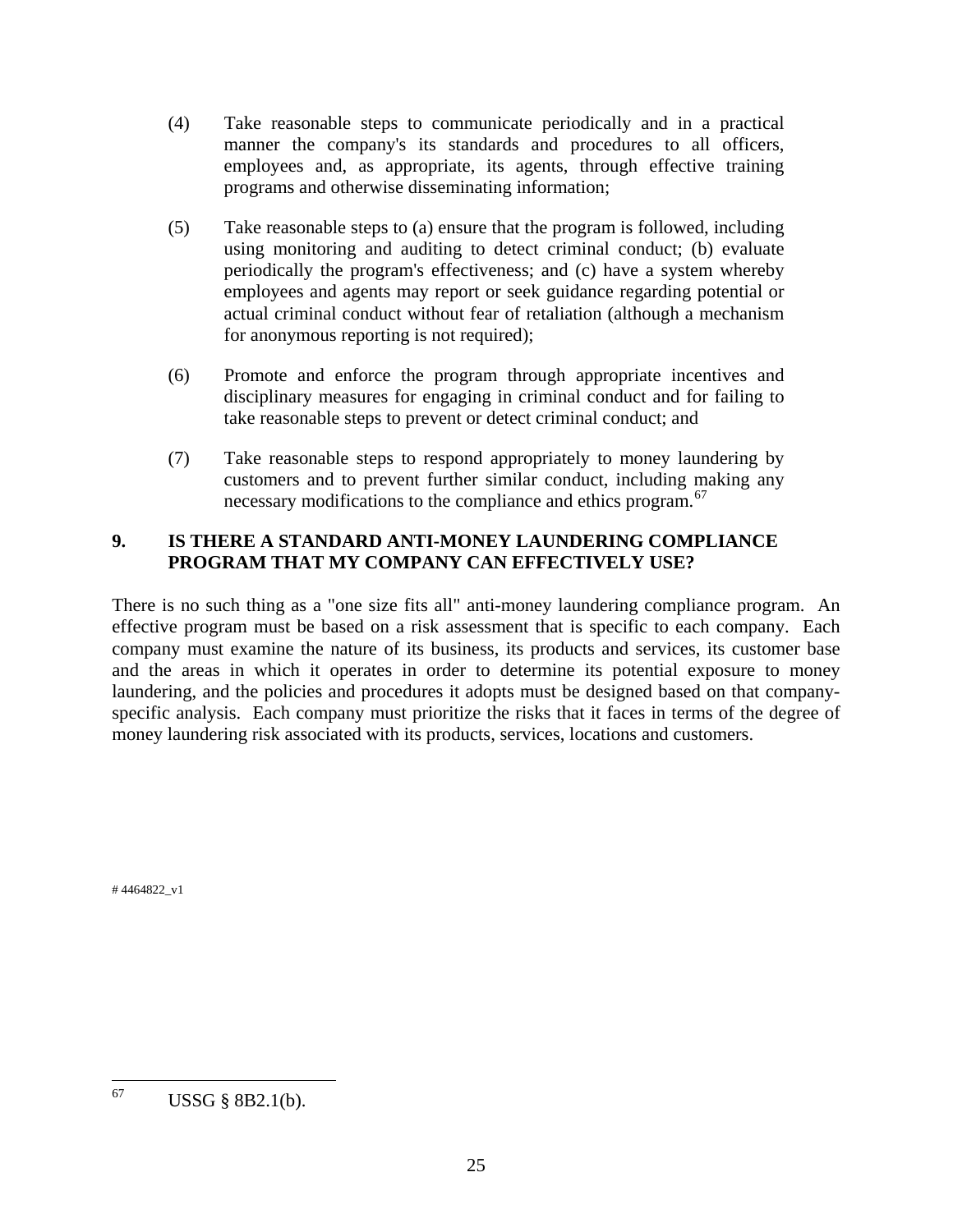(4) Take reasonable steps to communicate periodically and in a practical manner the company's its standards and procedures to all officers, employees and, as appropriate, its agents, through effective training programs and otherwise disseminating information;

(5) Take reasonable steps to (a) ensure that the program is followed, including using monitoring and auditing to detect criminal conduct; (b) evaluate periodically the program's effectiveness; and (c) have a system whereby employees and agents may report or seek guidance regarding potential or actual criminal conduct without fear of retaliation (although a mechanism for anonymous reporting is not required);

(6) Promote and enforce the program through appropriate incentives and disciplinary measures for engaging in criminal conduct and for failing to take reasonable steps to prevent or detect criminal conduct; and

(7) Take reasonable steps to respond appropriately to money laundering by customers and to prevent further similar conduct, including making any necessary modifications to the compliance and ethics program.[67]

## 9. IS THERE A STANDARD ANTI-MONEY LAUNDERING COMPLIANCE PROGRAM THAT MY COMPANY CAN EFFECTIVELY USE?

There is no such thing as a "one size fits all" anti-money laundering compliance program. An effective program must be based on a risk assessment that is specific to each company. Each company must examine the nature of its business, its products and services, its customer base and the areas in which it operates in order to determine its potential exposure to money laundering, and the policies and procedures it adopts must be designed based on that company-specific analysis. Each company must prioritize the risks that it faces in terms of the degree of money laundering risk associated with its products, services, locations and customers.

# 4464822_v1

[67] USSG § 8B2.1(b).